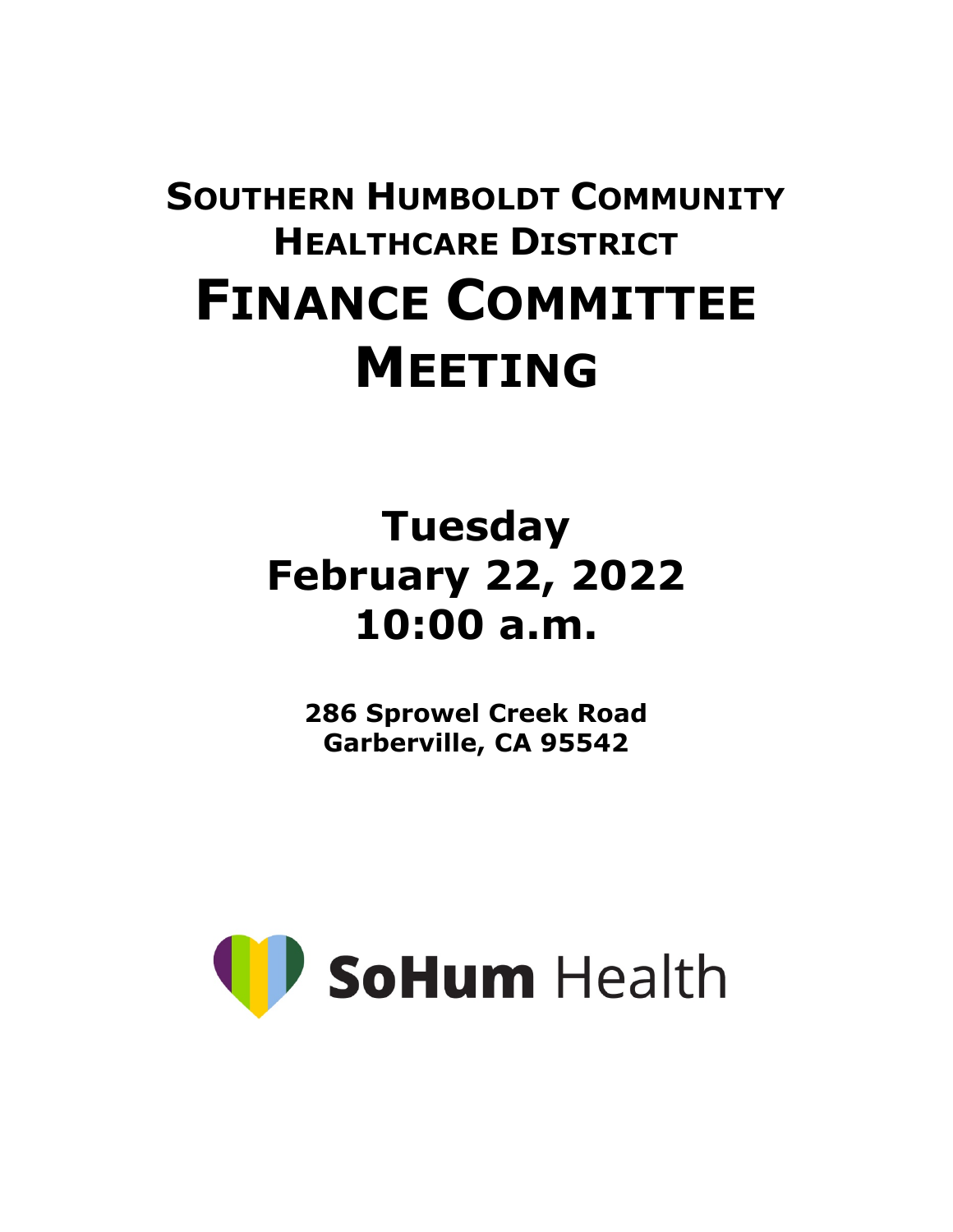# Southern Humboldt Community Healthcare District

# Finance Committee Meeting

## Tuesday
## February 22, 2022
## 10:00 a.m.

**286 Sprowel Creek Road**
**Garberville, CA 95542**

**SoHum** Health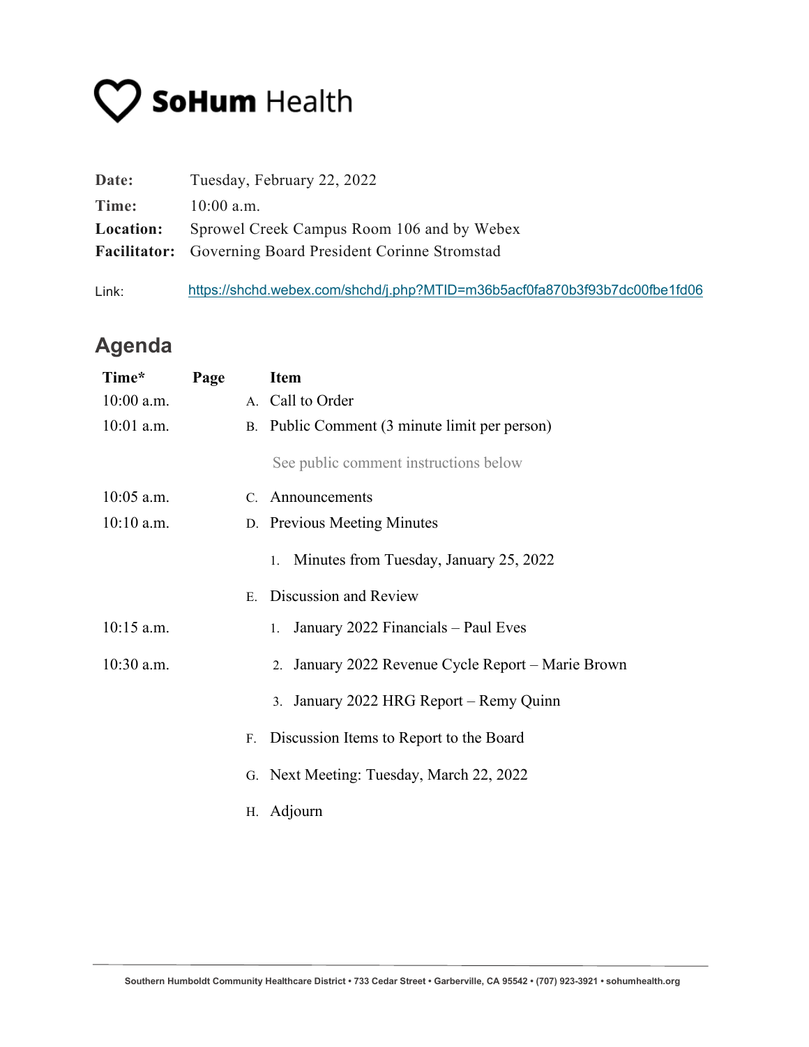# SoHum Health

| | |
|---|---|
| **Date:** | Tuesday, February 22, 2022 |
| **Time:** | 10:00 a.m. |
| **Location:** | Sprowel Creek Campus Room 106 and by Webex |
| **Facilitator:** | Governing Board President Corinne Stromstad |

Link: https://shchd.webex.com/shchd/j.php?MTID=m36b5acf0fa870b3f93b7dc00fbe1fd06

## Agenda

| Time* | Page | Item |
|---|---|---|
| 10:00 a.m. | | A. Call to Order |
| 10:01 a.m. | | B. Public Comment (3 minute limit per person) |
| | | See public comment instructions below |
| 10:05 a.m. | | C. Announcements |
| 10:10 a.m. | | D. Previous Meeting Minutes |
| | | 1. Minutes from Tuesday, January 25, 2022 |
| | | E. Discussion and Review |
| 10:15 a.m. | | 1. January 2022 Financials – Paul Eves |
| 10:30 a.m. | | 2. January 2022 Revenue Cycle Report – Marie Brown |
| | | 3. January 2022 HRG Report – Remy Quinn |
| | | F. Discussion Items to Report to the Board |
| | | G. Next Meeting: Tuesday, March 22, 2022 |
| | | H. Adjourn |

Southern Humboldt Community Healthcare District • 733 Cedar Street • Garberville, CA 95542 • (707) 923-3921 • sohumhealth.org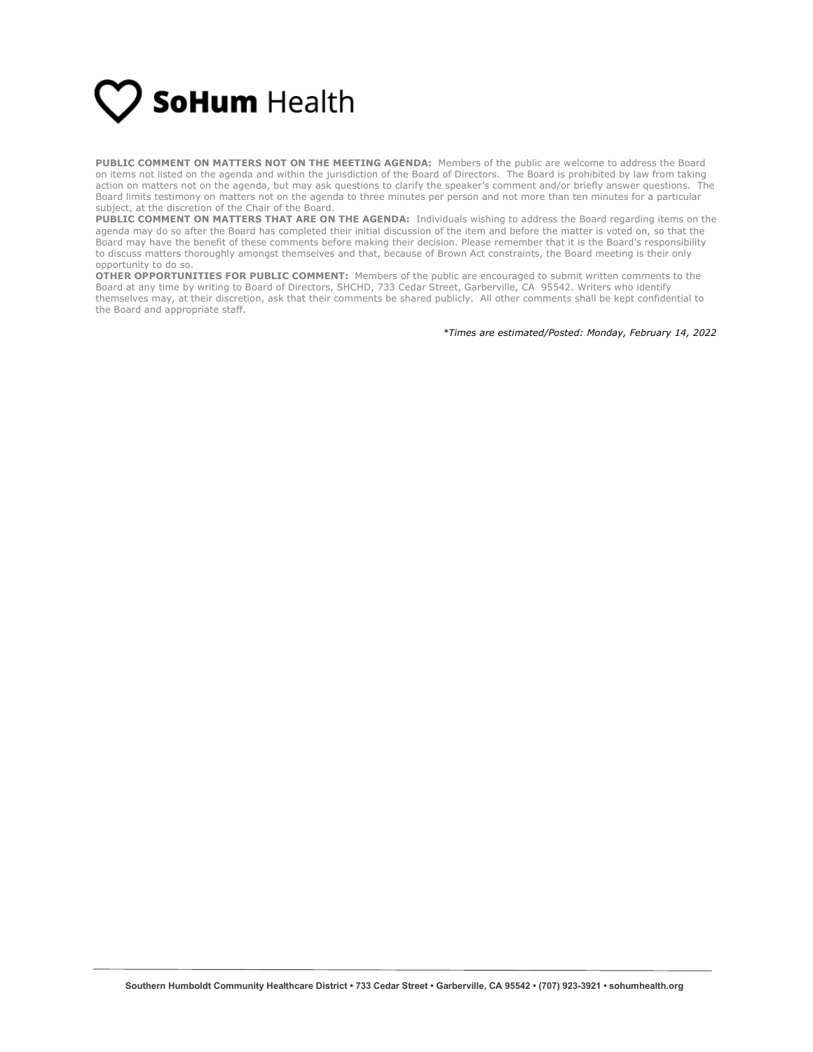**PUBLIC COMMENT ON MATTERS NOT ON THE MEETING AGENDA:** Members of the public are welcome to address the Board on items not listed on the agenda and within the jurisdiction of the Board of Directors. The Board is prohibited by law from taking action on matters not on the agenda, but may ask questions to clarify the speaker's comment and/or briefly answer questions. The Board limits testimony on matters not on the agenda to three minutes per person and not more than ten minutes for a particular subject, at the discretion of the Chair of the Board.

**PUBLIC COMMENT ON MATTERS THAT ARE ON THE AGENDA:** Individuals wishing to address the Board regarding items on the agenda may do so after the Board has completed their initial discussion of the item and before the matter is voted on, so that the Board may have the benefit of these comments before making their decision. Please remember that it is the Board's responsibility to discuss matters thoroughly amongst themselves and that, because of Brown Act constraints, the Board meeting is their only opportunity to do so.

**OTHER OPPORTUNITIES FOR PUBLIC COMMENT:** Members of the public are encouraged to submit written comments to the Board at any time by writing to Board of Directors, SHCHD, 733 Cedar Street, Garberville, CA 95542. Writers who identify themselves may, at their discretion, ask that their comments be shared publicly. All other comments shall be kept confidential to the Board and appropriate staff.

*\*Times are estimated/Posted: Monday, February 14, 2022*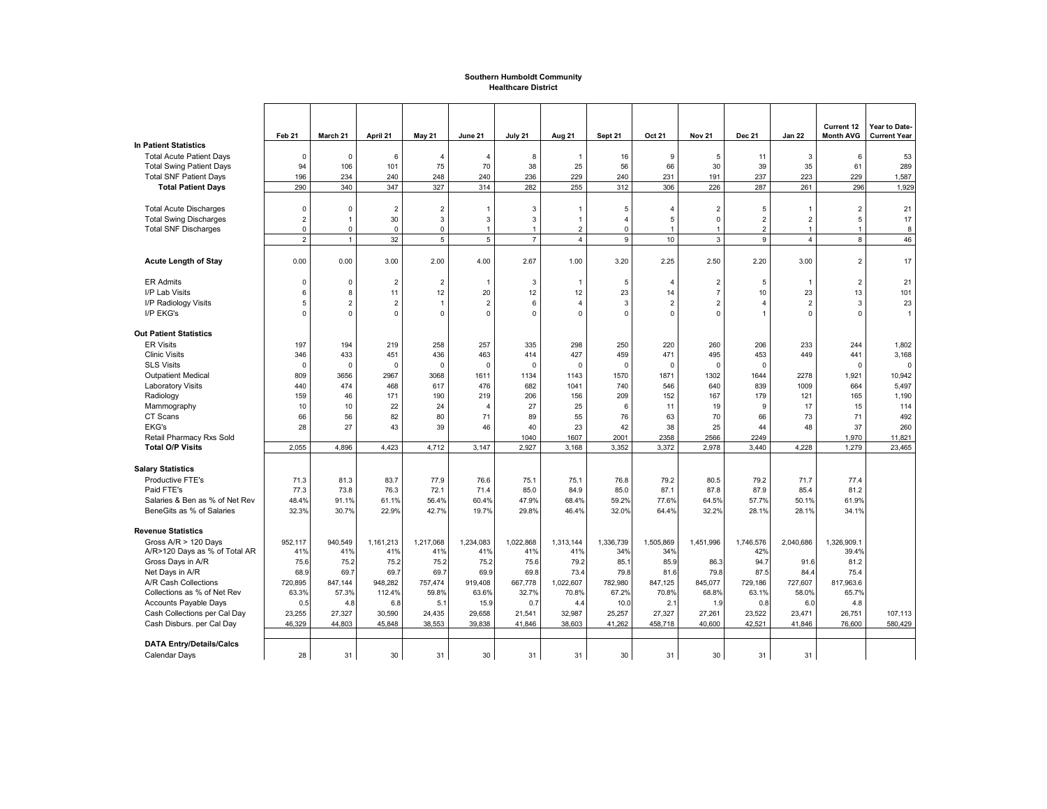# Southern Humboldt Community Healthcare District

| | Feb 21 | March 21 | April 21 | May 21 | June 21 | July 21 | Aug 21 | Sept 21 | Oct 21 | Nov 21 | Dec 21 | Jan 22 | Current 12 Month AVG | Year to Date-Current Year |
|---|---|---|---|---|---|---|---|---|---|---|---|---|---|---|
| **In Patient Statistics** | | | | | | | | | | | | | | |
| Total Acute Patient Days | 0 | 0 | 6 | 4 | 4 | 8 | 1 | 16 | 9 | 5 | 11 | 3 | 6 | 53 |
| Total Swing Patient Days | 94 | 106 | 101 | 75 | 70 | 38 | 25 | 56 | 66 | 30 | 39 | 35 | 61 | 289 |
| Total SNF Patient Days | 196 | 234 | 240 | 248 | 240 | 236 | 229 | 240 | 231 | 191 | 237 | 223 | 229 | 1,587 |
| **Total Patient Days** | 290 | 340 | 347 | 327 | 314 | 282 | 255 | 312 | 306 | 226 | 287 | 261 | 296 | 1,929 |
| | | | | | | | | | | | | | | |
| Total Acute Discharges | 0 | 0 | 2 | 2 | 1 | 3 | 1 | 5 | 4 | 2 | 5 | 1 | 2 | 21 |
| Total Swing Discharges | 2 | 1 | 30 | 3 | 3 | 3 | 1 | 4 | 5 | 0 | 2 | 2 | 5 | 17 |
| Total SNF Discharges | 0 | 0 | 0 | 0 | 1 | 1 | 2 | 0 | 1 | 1 | 2 | 1 | 1 | 8 |
| | 2 | 1 | 32 | 5 | 5 | 7 | 4 | 9 | 10 | 3 | 9 | 4 | 8 | 46 |
| | | | | | | | | | | | | | | |
| **Acute Length of Stay** | 0.00 | 0.00 | 3.00 | 2.00 | 4.00 | 2.67 | 1.00 | 3.20 | 2.25 | 2.50 | 2.20 | 3.00 | 2 | 17 |
| | | | | | | | | | | | | | | |
| ER Admits | 0 | 0 | 2 | 2 | 1 | 3 | 1 | 5 | 4 | 2 | 5 | 1 | 2 | 21 |
| I/P Lab Visits | 6 | 8 | 11 | 12 | 20 | 12 | 12 | 23 | 14 | 7 | 10 | 23 | 13 | 101 |
| I/P Radiology Visits | 5 | 2 | 2 | 1 | 2 | 6 | 4 | 3 | 2 | 2 | 4 | 2 | 3 | 23 |
| I/P EKG's | 0 | 0 | 0 | 0 | 0 | 0 | 0 | 0 | 0 | 0 | 1 | 0 | 0 | 1 |
| | | | | | | | | | | | | | | |
| **Out Patient Statistics** | | | | | | | | | | | | | | |
| ER Visits | 197 | 194 | 219 | 258 | 257 | 335 | 298 | 250 | 220 | 260 | 206 | 233 | 244 | 1,802 |
| Clinic Visits | 346 | 433 | 451 | 436 | 463 | 414 | 427 | 459 | 471 | 495 | 453 | 449 | 441 | 3,168 |
| SLS Visits | 0 | 0 | 0 | 0 | 0 | 0 | 0 | 0 | 0 | 0 | 0 | | 0 | 0 |
| Outpatient Medical | 809 | 3656 | 2967 | 3068 | 1611 | 1134 | 1143 | 1570 | 1871 | 1302 | 1644 | 2278 | 1,921 | 10,942 |
| Laboratory Visits | 440 | 474 | 468 | 617 | 476 | 682 | 1041 | 740 | 546 | 640 | 839 | 1009 | 664 | 5,497 |
| Radiology | 159 | 46 | 171 | 190 | 219 | 206 | 156 | 209 | 152 | 167 | 179 | 121 | 165 | 1,190 |
| Mammography | 10 | 10 | 22 | 24 | 4 | 27 | 25 | 6 | 11 | 19 | 9 | 17 | 15 | 114 |
| CT Scans | 66 | 56 | 82 | 80 | 71 | 89 | 55 | 76 | 63 | 70 | 66 | 73 | 71 | 492 |
| EKG's | 28 | 27 | 43 | 39 | 46 | 40 | 23 | 42 | 38 | 25 | 44 | 48 | 37 | 260 |
| Retail Pharmacy Rxs Sold | | | | | | 1040 | 1607 | 2001 | 2358 | 2566 | 2249 | | 1,970 | 11,821 |
| **Total O/P Visits** | 2,055 | 4,896 | 4,423 | 4,712 | 3,147 | 2,927 | 3,168 | 3,352 | 3,372 | 2,978 | 3,440 | 4,228 | 1,279 | 23,465 |
| | | | | | | | | | | | | | | |
| **Salary Statistics** | | | | | | | | | | | | | | |
| Productive FTE's | 71.3 | 81.3 | 83.7 | 77.9 | 76.6 | 75.1 | 75.1 | 76.8 | 79.2 | 80.5 | 79.2 | 71.7 | 77.4 | |
| Paid FTE's | 77.3 | 73.8 | 76.3 | 72.1 | 71.4 | 85.0 | 84.9 | 85.0 | 87.1 | 87.8 | 87.9 | 85.4 | 81.2 | |
| Salaries & Ben as % of Net Rev | 48.4% | 91.1% | 61.1% | 56.4% | 60.4% | 47.9% | 68.4% | 59.2% | 77.6% | 64.5% | 57.7% | 50.1% | 61.9% | |
| BeneGits as % of Salaries | 32.3% | 30.7% | 22.9% | 42.7% | 19.7% | 29.8% | 46.4% | 32.0% | 64.4% | 32.2% | 28.1% | 28.1% | 34.1% | |
| | | | | | | | | | | | | | | |
| **Revenue Statistics** | | | | | | | | | | | | | | |
| Gross A/R > 120 Days | 952,117 | 940,549 | 1,161,213 | 1,217,068 | 1,234,083 | 1,022,868 | 1,313,144 | 1,336,739 | 1,505,869 | 1,451,996 | 1,746,576 | 2,040,686 | 1,326,909.1 | |
| A/R>120 Days as % of Total AR | 41% | 41% | 41% | 41% | 41% | 41% | 41% | 34% | 34% | | 42% | | 39.4% | |
| Gross Days in A/R | 75.6 | 75.2 | 75.2 | 75.2 | 75.2 | 75.6 | 79.2 | 85.1 | 85.9 | 86.3 | 94.7 | 91.6 | 81.2 | |
| Net Days in A/R | 68.9 | 69.7 | 69.7 | 69.7 | 69.9 | 69.8 | 73.4 | 79.8 | 81.6 | 79.8 | 87.5 | 84.4 | 75.4 | |
| A/R Cash Collections | 720,895 | 847,144 | 948,282 | 757,474 | 919,408 | 667,778 | 1,022,607 | 782,980 | 847,125 | 845,077 | 729,186 | 727,607 | 817,963.6 | |
| Collections as % of Net Rev | 63.3% | 57.3% | 112.4% | 59.8% | 63.6% | 32.7% | 70.8% | 67.2% | 70.8% | 68.8% | 63.1% | 58.0% | 65.7% | |
| Accounts Payable Days | 0.5 | 4.8 | 6.8 | 5.1 | 15.9 | 0.7 | 4.4 | 10.0 | 2.1 | 1.9 | 0.8 | 6.0 | 4.8 | |
| Cash Collections per Cal Day | 23,255 | 27,327 | 30,590 | 24,435 | 29,658 | 21,541 | 32,987 | 25,257 | 27,327 | 27,261 | 23,522 | 23,471 | 26,751 | 107,113 |
| Cash Disburs. per Cal Day | 46,329 | 44,803 | 45,848 | 38,553 | 39,838 | 41,846 | 38,603 | 41,262 | 458,718 | 40,600 | 42,521 | 41,846 | 76,600 | 580,429 |
| | | | | | | | | | | | | | | |
| **DATA Entry/Details/Calcs** | | | | | | | | | | | | | | |
| Calendar Days | 28 | 31 | 30 | 31 | 30 | 31 | 31 | 30 | 31 | 30 | 31 | 31 | | |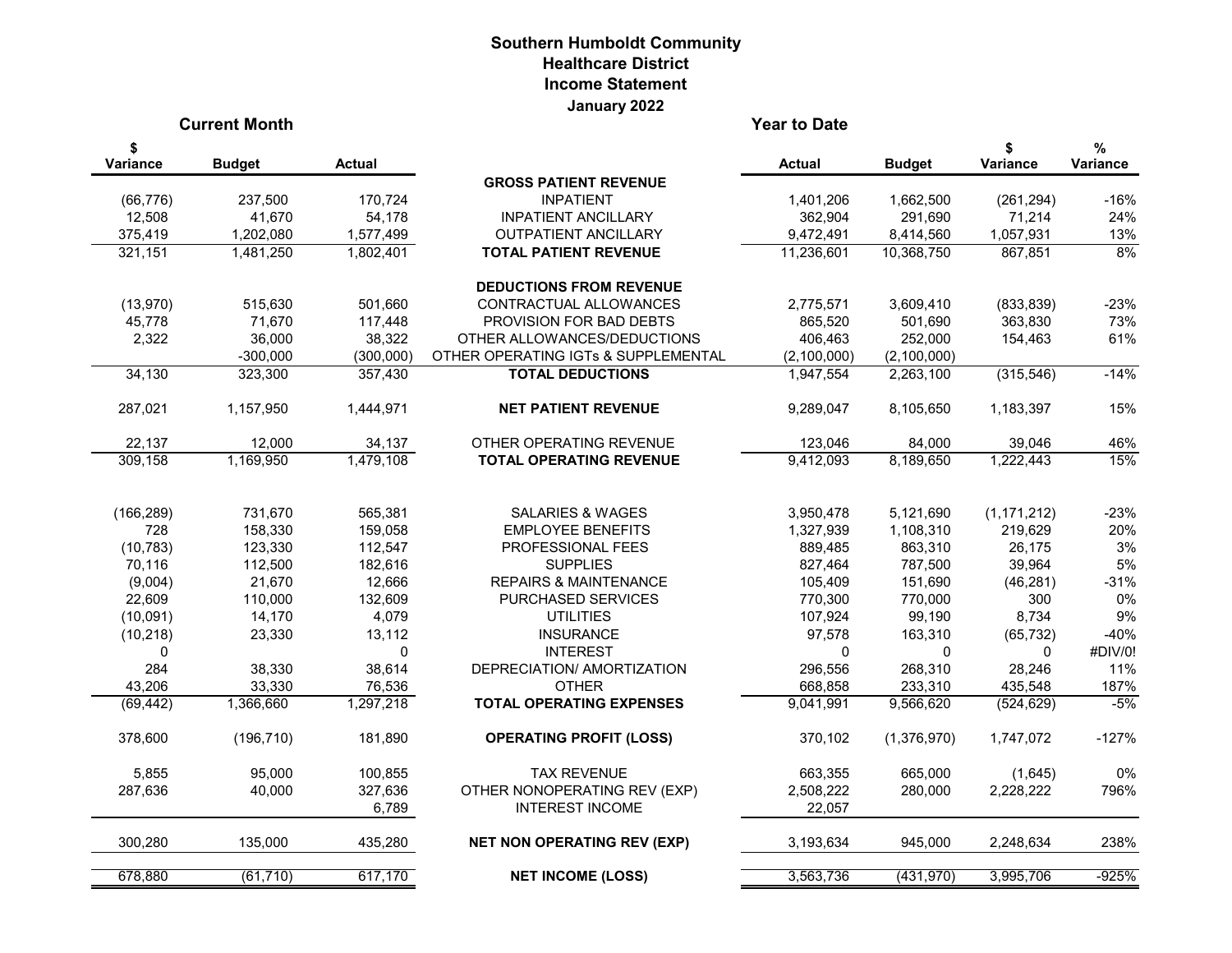# Southern Humboldt Community Healthcare District
## Income Statement
### January 2022

| Current Month | | | | Year to Date | | | |
|---|---|---|---|---|---|---|---|
| $ Variance | Budget | Actual | | Actual | Budget | $ Variance | % Variance |
| | | | **GROSS PATIENT REVENUE** | | | | |
| (66,776) | 237,500 | 170,724 | INPATIENT | 1,401,206 | 1,662,500 | (261,294) | -16% |
| 12,508 | 41,670 | 54,178 | INPATIENT ANCILLARY | 362,904 | 291,690 | 71,214 | 24% |
| 375,419 | 1,202,080 | 1,577,499 | OUTPATIENT ANCILLARY | 9,472,491 | 8,414,560 | 1,057,931 | 13% |
| 321,151 | 1,481,250 | 1,802,401 | **TOTAL PATIENT REVENUE** | 11,236,601 | 10,368,750 | 867,851 | 8% |
| | | | **DEDUCTIONS FROM REVENUE** | | | | |
| (13,970) | 515,630 | 501,660 | CONTRACTUAL ALLOWANCES | 2,775,571 | 3,609,410 | (833,839) | -23% |
| 45,778 | 71,670 | 117,448 | PROVISION FOR BAD DEBTS | 865,520 | 501,690 | 363,830 | 73% |
| 2,322 | 36,000 | 38,322 | OTHER ALLOWANCES/DEDUCTIONS | 406,463 | 252,000 | 154,463 | 61% |
| | -300,000 | (300,000) | OTHER OPERATING IGTs & SUPPLEMENTAL | (2,100,000) | (2,100,000) | | |
| 34,130 | 323,300 | 357,430 | **TOTAL DEDUCTIONS** | 1,947,554 | 2,263,100 | (315,546) | -14% |
| 287,021 | 1,157,950 | 1,444,971 | **NET PATIENT REVENUE** | 9,289,047 | 8,105,650 | 1,183,397 | 15% |
| 22,137 | 12,000 | 34,137 | OTHER OPERATING REVENUE | 123,046 | 84,000 | 39,046 | 46% |
| 309,158 | 1,169,950 | 1,479,108 | **TOTAL OPERATING REVENUE** | 9,412,093 | 8,189,650 | 1,222,443 | 15% |
| (166,289) | 731,670 | 565,381 | SALARIES & WAGES | 3,950,478 | 5,121,690 | (1,171,212) | -23% |
| 728 | 158,330 | 159,058 | EMPLOYEE BENEFITS | 1,327,939 | 1,108,310 | 219,629 | 20% |
| (10,783) | 123,330 | 112,547 | PROFESSIONAL FEES | 889,485 | 863,310 | 26,175 | 3% |
| 70,116 | 112,500 | 182,616 | SUPPLIES | 827,464 | 787,500 | 39,964 | 5% |
| (9,004) | 21,670 | 12,666 | REPAIRS & MAINTENANCE | 105,409 | 151,690 | (46,281) | -31% |
| 22,609 | 110,000 | 132,609 | PURCHASED SERVICES | 770,300 | 770,000 | 300 | 0% |
| (10,091) | 14,170 | 4,079 | UTILITIES | 107,924 | 99,190 | 8,734 | 9% |
| (10,218) | 23,330 | 13,112 | INSURANCE | 97,578 | 163,310 | (65,732) | -40% |
| 0 | | 0 | INTEREST | 0 | 0 | 0 | #DIV/0! |
| 284 | 38,330 | 38,614 | DEPRECIATION/ AMORTIZATION | 296,556 | 268,310 | 28,246 | 11% |
| 43,206 | 33,330 | 76,536 | OTHER | 668,858 | 233,310 | 435,548 | 187% |
| (69,442) | 1,366,660 | 1,297,218 | **TOTAL OPERATING EXPENSES** | 9,041,991 | 9,566,620 | (524,629) | -5% |
| 378,600 | (196,710) | 181,890 | **OPERATING PROFIT (LOSS)** | 370,102 | (1,376,970) | 1,747,072 | -127% |
| 5,855 | 95,000 | 100,855 | TAX REVENUE | 663,355 | 665,000 | (1,645) | 0% |
| 287,636 | 40,000 | 327,636 | OTHER NONOPERATING REV (EXP) | 2,508,222 | 280,000 | 2,228,222 | 796% |
| | | 6,789 | INTEREST INCOME | 22,057 | | | |
| 300,280 | 135,000 | 435,280 | **NET NON OPERATING REV (EXP)** | 3,193,634 | 945,000 | 2,248,634 | 238% |
| 678,880 | (61,710) | 617,170 | **NET INCOME (LOSS)** | 3,563,736 | (431,970) | 3,995,706 | -925% |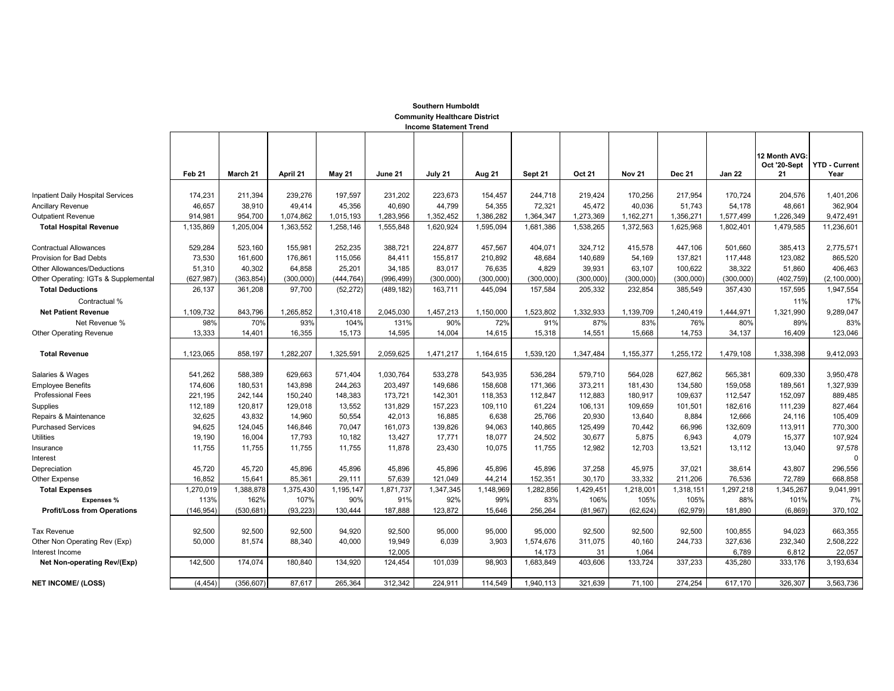**Southern Humboldt**
**Community Healthcare District**
**Income Statement Trend**

| | Feb 21 | March 21 | April 21 | May 21 | June 21 | July 21 | Aug 21 | Sept 21 | Oct 21 | Nov 21 | Dec 21 | Jan 22 | 12 Month AVG: Oct '20-Sept 21 | YTD - Current Year |
|---|---|---|---|---|---|---|---|---|---|---|---|---|---|---|
| Inpatient Daily Hospital Services | 174,231 | 211,394 | 239,276 | 197,597 | 231,202 | 223,673 | 154,457 | 244,718 | 219,424 | 170,256 | 217,954 | 170,724 | 204,576 | 1,401,206 |
| Ancillary Revenue | 46,657 | 38,910 | 49,414 | 45,356 | 40,690 | 44,799 | 54,355 | 72,321 | 45,472 | 40,036 | 51,743 | 54,178 | 48,661 | 362,904 |
| Outpatient Revenue | 914,981 | 954,700 | 1,074,862 | 1,015,193 | 1,283,956 | 1,352,452 | 1,386,282 | 1,364,347 | 1,273,369 | 1,162,271 | 1,356,271 | 1,577,499 | 1,226,349 | 9,472,491 |
| **Total Hospital Revenue** | 1,135,869 | 1,205,004 | 1,363,552 | 1,258,146 | 1,555,848 | 1,620,924 | 1,595,094 | 1,681,386 | 1,538,265 | 1,372,563 | 1,625,968 | 1,802,401 | 1,479,585 | 11,236,601 |
| Contractual Allowances | 529,284 | 523,160 | 155,981 | 252,235 | 388,721 | 224,877 | 457,567 | 404,071 | 324,712 | 415,578 | 447,106 | 501,660 | 385,413 | 2,775,571 |
| Provision for Bad Debts | 73,530 | 161,600 | 176,861 | 115,056 | 84,411 | 155,817 | 210,892 | 48,684 | 140,689 | 54,169 | 137,821 | 117,448 | 123,082 | 865,520 |
| Other Allowances/Deductions | 51,310 | 40,302 | 64,858 | 25,201 | 34,185 | 83,017 | 76,635 | 4,829 | 39,931 | 63,107 | 100,622 | 38,322 | 51,860 | 406,463 |
| Other Operating: IGTs & Supplemental | (627,987) | (363,854) | (300,000) | (444,764) | (996,499) | (300,000) | (300,000) | (300,000) | (300,000) | (300,000) | (300,000) | (300,000) | (402,759) | (2,100,000) |
| **Total Deductions** | 26,137 | 361,208 | 97,700 | (52,272) | (489,182) | 163,711 | 445,094 | 157,584 | 205,332 | 232,854 | 385,549 | 357,430 | 157,595 | 1,947,554 |
| Contractual % | | | | | | | | | | | | | 11% | 17% |
| **Net Patient Revenue** | 1,109,732 | 843,796 | 1,265,852 | 1,310,418 | 2,045,030 | 1,457,213 | 1,150,000 | 1,523,802 | 1,332,933 | 1,139,709 | 1,240,419 | 1,444,971 | 1,321,990 | 9,289,047 |
| Net Revenue % | 98% | 70% | 93% | 104% | 131% | 90% | 72% | 91% | 87% | 83% | 76% | 80% | 89% | 83% |
| Other Operating Revenue | 13,333 | 14,401 | 16,355 | 15,173 | 14,595 | 14,004 | 14,615 | 15,318 | 14,551 | 15,668 | 14,753 | 34,137 | 16,409 | 123,046 |
| **Total Revenue** | 1,123,065 | 858,197 | 1,282,207 | 1,325,591 | 2,059,625 | 1,471,217 | 1,164,615 | 1,539,120 | 1,347,484 | 1,155,377 | 1,255,172 | 1,479,108 | 1,338,398 | 9,412,093 |
| Salaries & Wages | 541,262 | 588,389 | 629,663 | 571,404 | 1,030,764 | 533,278 | 543,935 | 536,284 | 579,710 | 564,028 | 627,862 | 565,381 | 609,330 | 3,950,478 |
| Employee Benefits | 174,606 | 180,531 | 143,898 | 244,263 | 203,497 | 149,686 | 158,608 | 171,366 | 373,211 | 181,430 | 134,580 | 159,058 | 189,561 | 1,327,939 |
| Professional Fees | 221,195 | 242,144 | 150,240 | 148,383 | 173,721 | 142,301 | 118,353 | 112,847 | 112,883 | 180,917 | 109,637 | 112,547 | 152,097 | 889,485 |
| Supplies | 112,189 | 120,817 | 129,018 | 13,552 | 131,829 | 157,223 | 109,110 | 61,224 | 106,131 | 109,659 | 101,501 | 182,616 | 111,239 | 827,464 |
| Repairs & Maintenance | 32,625 | 43,832 | 14,960 | 50,554 | 42,013 | 16,885 | 6,638 | 25,766 | 20,930 | 13,640 | 8,884 | 12,666 | 24,116 | 105,409 |
| Purchased Services | 94,625 | 124,045 | 146,846 | 70,047 | 161,073 | 139,826 | 94,063 | 140,865 | 125,499 | 70,442 | 66,996 | 132,609 | 113,911 | 770,300 |
| Utilities | 19,190 | 16,004 | 17,793 | 10,182 | 13,427 | 17,771 | 18,077 | 24,502 | 30,677 | 5,875 | 6,943 | 4,079 | 15,377 | 107,924 |
| Insurance | 11,755 | 11,755 | 11,755 | 11,755 | 11,878 | 23,430 | 10,075 | 11,755 | 12,982 | 12,703 | 13,521 | 13,112 | 13,040 | 97,578 |
| Interest | | | | | | | | | | | | | | 0 |
| Depreciation | 45,720 | 45,720 | 45,896 | 45,896 | 45,896 | 45,896 | 45,896 | 45,896 | 37,258 | 45,975 | 37,021 | 38,614 | 43,807 | 296,556 |
| Other Expense | 16,852 | 15,641 | 85,361 | 29,111 | 57,639 | 121,049 | 44,214 | 152,351 | 30,170 | 33,332 | 211,206 | 76,536 | 72,789 | 668,858 |
| **Total Expenses** | 1,270,019 | 1,388,878 | 1,375,430 | 1,195,147 | 1,871,737 | 1,347,345 | 1,148,969 | 1,282,856 | 1,429,451 | 1,218,001 | 1,318,151 | 1,297,218 | 1,345,267 | 9,041,991 |
| **Expenses %** | 113% | 162% | 107% | 90% | 91% | 92% | 99% | 83% | 106% | 105% | 105% | 88% | 101% | 7% |
| **Profit/Loss from Operations** | (146,954) | (530,681) | (93,223) | 130,444 | 187,888 | 123,872 | 15,646 | 256,264 | (81,967) | (62,624) | (62,979) | 181,890 | (6,869) | 370,102 |
| Tax Revenue | 92,500 | 92,500 | 92,500 | 94,920 | 92,500 | 95,000 | 95,000 | 95,000 | 92,500 | 92,500 | 92,500 | 100,855 | 94,023 | 663,355 |
| Other Non Operating Rev (Exp) | 50,000 | 81,574 | 88,340 | 40,000 | 19,949 | 6,039 | 3,903 | 1,574,676 | 311,075 | 40,160 | 244,733 | 327,636 | 232,340 | 2,508,222 |
| Interest Income | | | | | 12,005 | | | 14,173 | 31 | 1,064 | | 6,789 | 6,812 | 22,057 |
| **Net Non-operating Rev/(Exp)** | 142,500 | 174,074 | 180,840 | 134,920 | 124,454 | 101,039 | 98,903 | 1,683,849 | 403,606 | 133,724 | 337,233 | 435,280 | 333,176 | 3,193,634 |
| **NET INCOME/ (LOSS)** | (4,454) | (356,607) | 87,617 | 265,364 | 312,342 | 224,911 | 114,549 | 1,940,113 | 321,639 | 71,100 | 274,254 | 617,170 | 326,307 | 3,563,736 |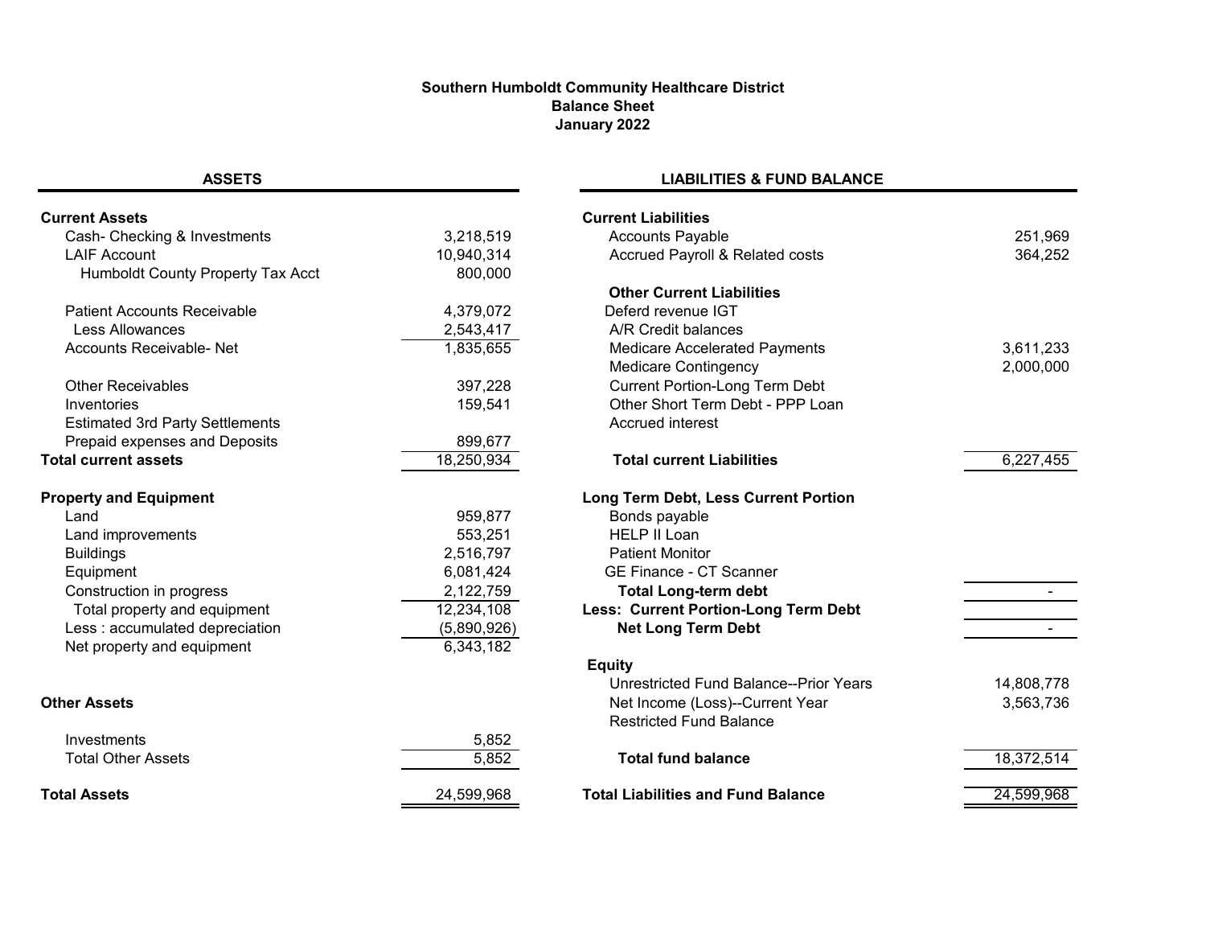**Southern Humboldt Community Healthcare District**
**Balance Sheet**
**January 2022**

| ASSETS | |
|---|---|
| **Current Assets** | |
| Cash- Checking & Investments | 3,218,519 |
| LAIF Account | 10,940,314 |
| Humboldt County Property Tax Acct | 800,000 |
| Patient Accounts Receivable | 4,379,072 |
| Less Allowances | 2,543,417 |
| Accounts Receivable- Net | 1,835,655 |
| Other Receivables | 397,228 |
| Inventories | 159,541 |
| Estimated 3rd Party Settlements | |
| Prepaid expenses and Deposits | 899,677 |
| **Total current assets** | 18,250,934 |
| **Property and Equipment** | |
| Land | 959,877 |
| Land improvements | 553,251 |
| Buildings | 2,516,797 |
| Equipment | 6,081,424 |
| Construction in progress | 2,122,759 |
| Total property and equipment | 12,234,108 |
| Less : accumulated depreciation | (5,890,926) |
| Net property and equipment | 6,343,182 |
| **Other Assets** | |
| Investments | 5,852 |
| Total Other Assets | 5,852 |
| **Total Assets** | 24,599,968 |

| LIABILITIES & FUND BALANCE | |
|---|---|
| **Current Liabilities** | |
| Accounts Payable | 251,969 |
| Accrued Payroll & Related costs | 364,252 |
| **Other Current Liabilities** | |
| Deferd revenue IGT | |
| A/R Credit balances | |
| Medicare Accelerated Payments | 3,611,233 |
| Medicare Contingency | 2,000,000 |
| Current Portion-Long Term Debt | |
| Other Short Term Debt - PPP Loan | |
| Accrued interest | |
| **Total current Liabilities** | 6,227,455 |
| **Long Term Debt, Less Current Portion** | |
| Bonds payable | |
| HELP II Loan | |
| Patient Monitor | |
| GE Finance - CT Scanner | |
| **Total Long-term debt** | - |
| **Less: Current Portion-Long Term Debt** | |
| **Net Long Term Debt** | - |
| **Equity** | |
| Unrestricted Fund Balance--Prior Years | 14,808,778 |
| Net Income (Loss)--Current Year | 3,563,736 |
| Restricted Fund Balance | |
| **Total fund balance** | 18,372,514 |
| **Total Liabilities and Fund Balance** | 24,599,968 |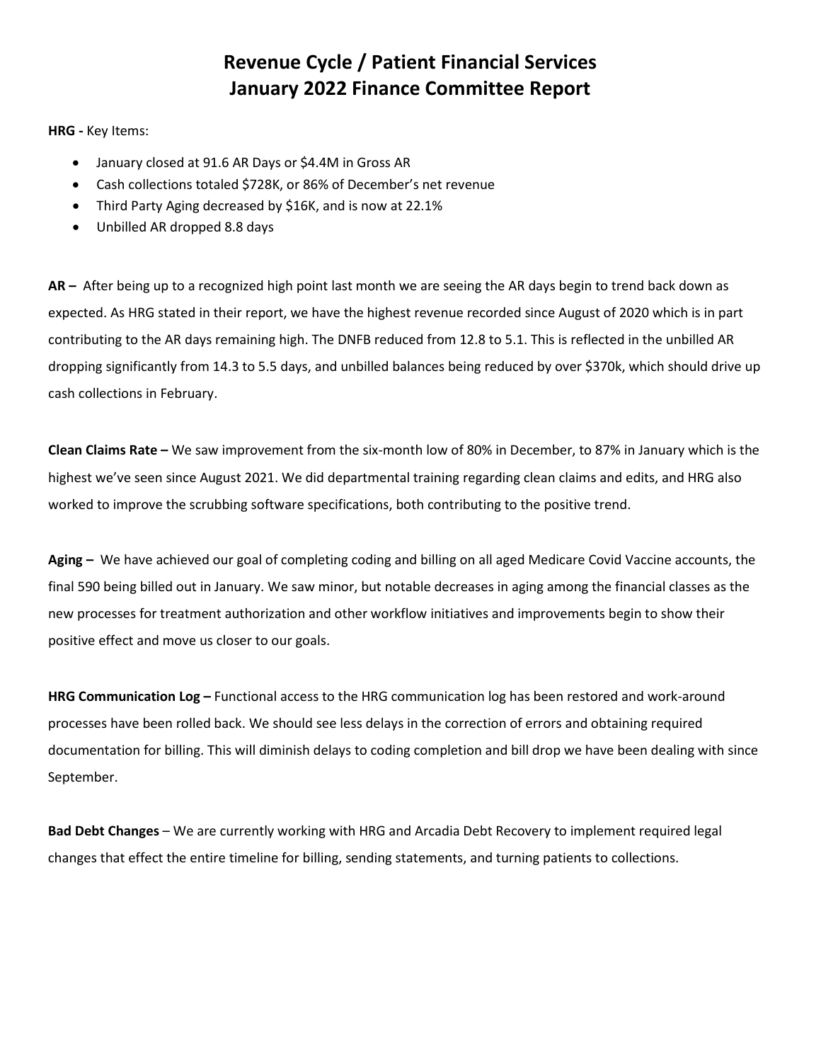# Revenue Cycle / Patient Financial Services
# January 2022 Finance Committee Report

**HRG -** Key Items:

- January closed at 91.6 AR Days or $4.4M in Gross AR
- Cash collections totaled $728K, or 86% of December's net revenue
- Third Party Aging decreased by $16K, and is now at 22.1%
- Unbilled AR dropped 8.8 days

**AR –** After being up to a recognized high point last month we are seeing the AR days begin to trend back down as expected. As HRG stated in their report, we have the highest revenue recorded since August of 2020 which is in part contributing to the AR days remaining high. The DNFB reduced from 12.8 to 5.1. This is reflected in the unbilled AR dropping significantly from 14.3 to 5.5 days, and unbilled balances being reduced by over $370k, which should drive up cash collections in February.

**Clean Claims Rate –** We saw improvement from the six-month low of 80% in December, to 87% in January which is the highest we've seen since August 2021. We did departmental training regarding clean claims and edits, and HRG also worked to improve the scrubbing software specifications, both contributing to the positive trend.

**Aging –** We have achieved our goal of completing coding and billing on all aged Medicare Covid Vaccine accounts, the final 590 being billed out in January. We saw minor, but notable decreases in aging among the financial classes as the new processes for treatment authorization and other workflow initiatives and improvements begin to show their positive effect and move us closer to our goals.

**HRG Communication Log –** Functional access to the HRG communication log has been restored and work-around processes have been rolled back. We should see less delays in the correction of errors and obtaining required documentation for billing. This will diminish delays to coding completion and bill drop we have been dealing with since September.

**Bad Debt Changes** – We are currently working with HRG and Arcadia Debt Recovery to implement required legal changes that effect the entire timeline for billing, sending statements, and turning patients to collections.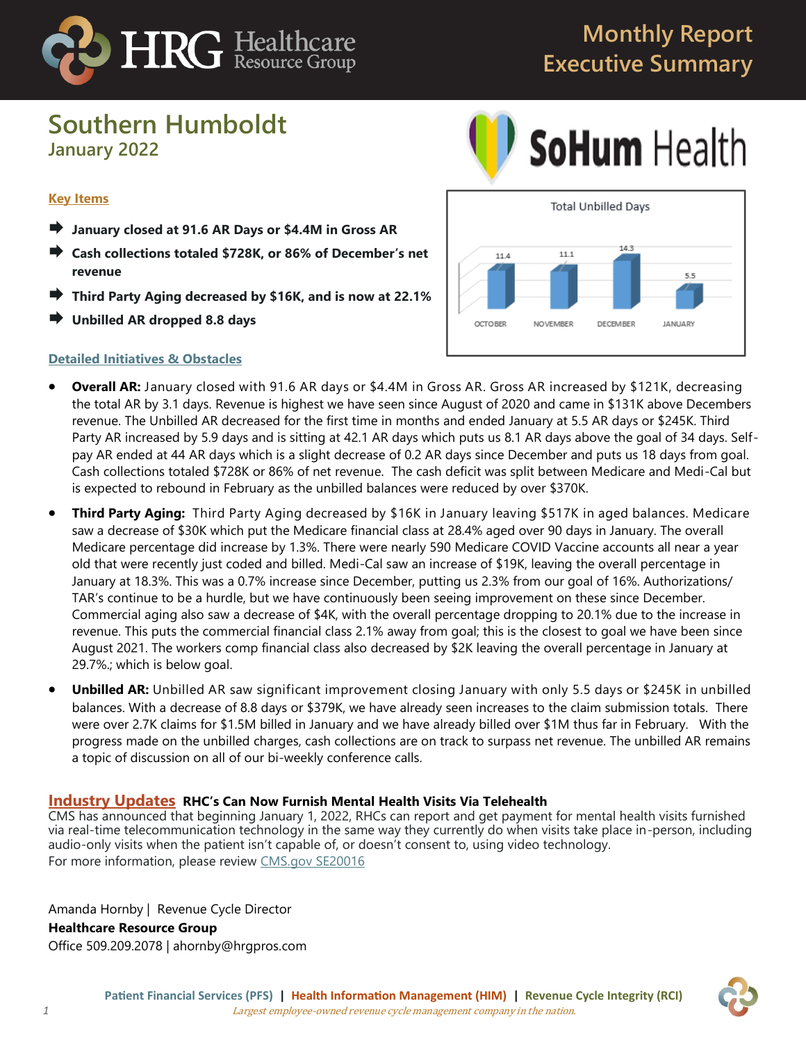# Monthly Report Executive Summary

## Southern Humboldt
### January 2022

SoHum Health

**Total Unbilled Days**

| OCTOBER | NOVEMBER | DECEMBER | JANUARY |
|---|---|---|---|
| 11.4 | 11.1 | 14.3 | 5.5 |

### Key Items

- **January closed at 91.6 AR Days or $4.4M in Gross AR**
- **Cash collections totaled $728K, or 86% of December's net revenue**
- **Third Party Aging decreased by $16K, and is now at 22.1%**
- **Unbilled AR dropped 8.8 days**

### Detailed Initiatives & Obstacles

- **Overall AR:** January closed with 91.6 AR days or $4.4M in Gross AR. Gross AR increased by $121K, decreasing the total AR by 3.1 days. Revenue is highest we have seen since August of 2020 and came in $131K above Decembers revenue. The Unbilled AR decreased for the first time in months and ended January at 5.5 AR days or $245K. Third Party AR increased by 5.9 days and is sitting at 42.1 AR days which puts us 8.1 AR days above the goal of 34 days. Self-pay AR ended at 44 AR days which is a slight decrease of 0.2 AR days since December and puts us 18 days from goal. Cash collections totaled $728K or 86% of net revenue. The cash deficit was split between Medicare and Medi-Cal but is expected to rebound in February as the unbilled balances were reduced by over $370K.
- **Third Party Aging:** Third Party Aging decreased by $16K in January leaving $517K in aged balances. Medicare saw a decrease of $30K which put the Medicare financial class at 28.4% aged over 90 days in January. The overall Medicare percentage did increase by 1.3%. There were nearly 590 Medicare COVID Vaccine accounts all near a year old that were recently just coded and billed. Medi-Cal saw an increase of $19K, leaving the overall percentage in January at 18.3%. This was a 0.7% increase since December, putting us 2.3% from our goal of 16%. Authorizations/ TAR's continue to be a hurdle, but we have continuously been seeing improvement on these since December. Commercial aging also saw a decrease of $4K, with the overall percentage dropping to 20.1% due to the increase in revenue. This puts the commercial financial class 2.1% away from goal; this is the closest to goal we have been since August 2021. The workers comp financial class also decreased by $2K leaving the overall percentage in January at 29.7%.; which is below goal.
- **Unbilled AR:** Unbilled AR saw significant improvement closing January with only 5.5 days or $245K in unbilled balances. With a decrease of 8.8 days or $379K, we have already seen increases to the claim submission totals. There were over 2.7K claims for $1.5M billed in January and we have already billed over $1M thus far in February. With the progress made on the unbilled charges, cash collections are on track to surpass net revenue. The unbilled AR remains a topic of discussion on all of our bi-weekly conference calls.

### Industry Updates **RHC's Can Now Furnish Mental Health Visits Via Telehealth**

CMS has announced that beginning January 1, 2022, RHCs can report and get payment for mental health visits furnished via real-time telecommunication technology in the same way they currently do when visits take place in-person, including audio-only visits when the patient isn't capable of, or doesn't consent to, using video technology.
For more information, please review CMS.gov SE20016

Amanda Hornby | Revenue Cycle Director
**Healthcare Resource Group**
Office 509.209.2078 | ahornby@hrgpros.com

Patient Financial Services (PFS) | Health Information Management (HIM) | Revenue Cycle Integrity (RCI)
*Largest employee-owned revenue cycle management company in the nation.*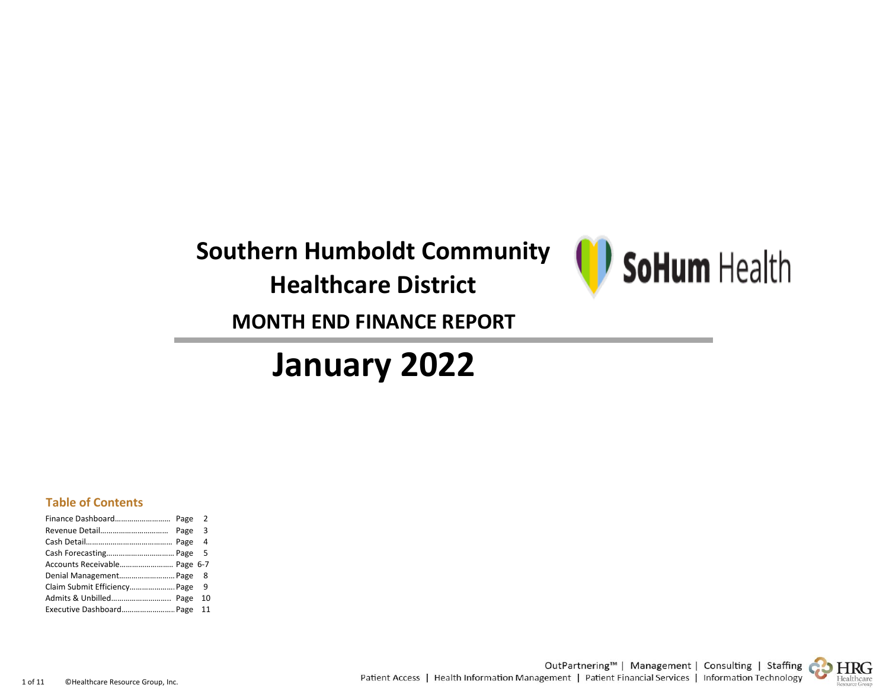# Southern Humboldt Community Healthcare District

SoHum Health

## MONTH END FINANCE REPORT

# January 2022

### Table of Contents

| | | |
|---|---|---|
| Finance Dashboard | Page | 2 |
| Revenue Detail | Page | 3 |
| Cash Detail | Page | 4 |
| Cash Forecasting | Page | 5 |
| Accounts Receivable | Page | 6-7 |
| Denial Management | Page | 8 |
| Claim Submit Efficiency | Page | 9 |
| Admits & Unbilled | Page | 10 |
| Executive Dashboard | Page | 11 |

©Healthcare Resource Group, Inc.

OutPartnering™ | Management | Consulting | Staffing
Patient Access | Health Information Management | Patient Financial Services | Information Technology

HRG Healthcare Resource Group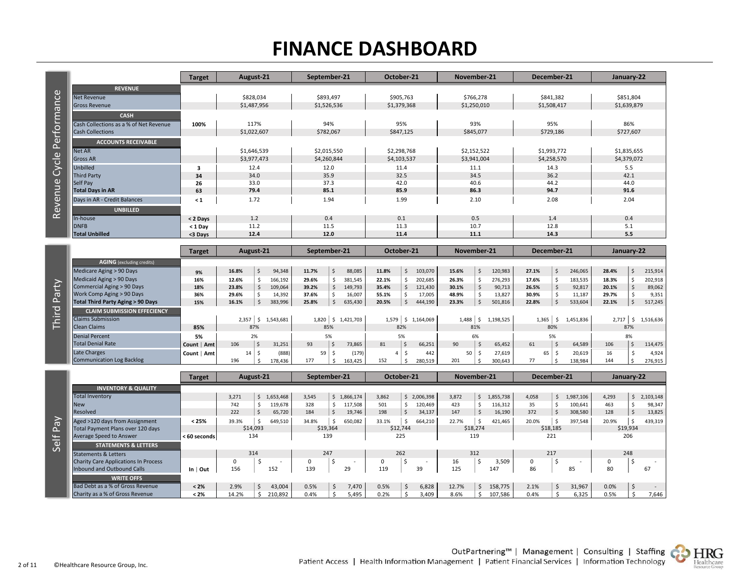# FINANCE DASHBOARD

## Revenue Cycle Performance

| | Target | August-21 | September-21 | October-21 | November-21 | December-21 | January-22 |
|---|---|---|---|---|---|---|---|
| **REVENUE** | | | | | | | |
| Net Revenue | | $828,034 | $893,497 | $905,763 | $766,278 | $841,382 | $851,804 |
| Gross Revenue | | $1,487,956 | $1,526,536 | $1,379,368 | $1,250,010 | $1,508,417 | $1,639,879 |
| **CASH** | | | | | | | |
| Cash Collections as a % of Net Revenue | 100% | 117% | 94% | 95% | 93% | 95% | 86% |
| Cash Collections | | $1,022,607 | $782,067 | $847,125 | $845,077 | $729,186 | $727,607 |
| **ACCOUNTS RECEIVABLE** | | | | | | | |
| Net AR | | $1,646,539 | $2,015,550 | $2,298,768 | $2,152,522 | $1,993,772 | $1,835,655 |
| Gross AR | | $3,977,473 | $4,260,844 | $4,103,537 | $3,941,004 | $4,258,570 | $4,379,072 |
| Unbilled | 3 | 12.4 | 12.0 | 11.4 | 11.1 | 14.3 | 5.5 |
| Third Party | 34 | 34.0 | 35.9 | 32.5 | 34.5 | 36.2 | 42.1 |
| Self Pay | 26 | 33.0 | 37.3 | 42.0 | 40.6 | 44.2 | 44.0 |
| **Total Days in AR** | 63 | **79.4** | **85.1** | **85.9** | **86.3** | **94.7** | **91.6** |
| Days in AR - Credit Balances | < 1 | 1.72 | 1.94 | 1.99 | 2.10 | 2.08 | 2.04 |
| **UNBILLED** | | | | | | | |
| In-house | < 2 Days | 1.2 | 0.4 | 0.1 | 0.5 | 1.4 | 0.4 |
| DNFB | < 1 Day | 11.2 | 11.5 | 11.3 | 10.7 | 12.8 | 5.1 |
| **Total Unbilled** | <3 Days | **12.4** | **12.0** | **11.4** | **11.1** | **14.3** | **5.5** |

## Third Party

| | Target | August-21 | | September-21 | | October-21 | | November-21 | | December-21 | | January-22 | |
|---|---|---|---|---|---|---|---|---|---|---|---|---|---|
| **AGING** (excluding credits) | | | | | | | | | | | | | |
| Medicare Aging > 90 Days | 9% | **16.8%** | $ 94,348 | **11.7%** | $ 88,085 | **11.8%** | $ 103,070 | **15.6%** | $ 120,983 | **27.1%** | $ 246,065 | **28.4%** | $ 215,914 |
| Medicaid Aging > 90 Days | 16% | **12.6%** | $ 166,192 | **29.6%** | $ 381,545 | **22.1%** | $ 202,685 | **26.3%** | $ 276,293 | **17.6%** | $ 183,535 | **18.3%** | $ 202,918 |
| Commercial Aging > 90 Days | 18% | **23.8%** | $ 109,064 | **39.2%** | $ 149,793 | **35.4%** | $ 121,430 | **30.1%** | $ 90,713 | **26.5%** | $ 92,817 | **20.1%** | $ 89,062 |
| Work Comp Aging > 90 Days | 36% | **29.6%** | $ 14,392 | **37.6%** | $ 16,007 | **55.1%** | $ 17,005 | **48.9%** | $ 13,827 | **30.9%** | $ 11,187 | **29.7%** | $ 9,351 |
| **Total Third Party Aging > 90 Days** | 15% | **16.1%** | $ 383,996 | **25.8%** | $ 635,430 | **20.5%** | $ 444,190 | **23.3%** | $ 501,816 | **22.8%** | $ 533,604 | **22.1%** | $ 517,245 |
| **CLAIM SUBMISSION EFFECIENCY** | | | | | | | | | | | | | |
| Claims Submission | | 2,357 | $ 1,543,681 | 1,820 | $ 1,421,703 | 1,579 | $ 1,164,069 | 1,488 | $ 1,198,525 | 1,365 | $ 1,451,836 | 2,717 | $ 1,516,636 |
| Clean Claims | 85% | 87% | | 85% | | 82% | | 81% | | 80% | | 87% | |
| Denial Percent | 5% | 2% | | 5% | | 5% | | 6% | | 5% | | 8% | |
| Total Denial Rate | Count \| Amt | 106 | $ 31,251 | 93 | $ 73,865 | 81 | $ 66,251 | 90 | $ 65,452 | 61 | $ 64,589 | 106 | $ 114,475 |
| Late Charges | Count \| Amt | 14 | $ (888) | 59 | $ (179) | 4 | $ 442 | 50 | $ 27,619 | 65 | $ 20,619 | 16 | $ 4,924 |
| Communication Log Backlog | | 196 | $ 178,436 | 177 | $ 163,425 | 152 | $ 280,519 | 201 | $ 300,643 | 77 | $ 138,984 | 144 | $ 276,915 |

## Self Pay

| | Target | August-21 | | September-21 | | October-21 | | November-21 | | December-21 | | January-22 | |
|---|---|---|---|---|---|---|---|---|---|---|---|---|---|
| **INVENTORY & QUALITY** | | | | | | | | | | | | | |
| Total Inventory | | 3,271 | $ 1,653,468 | 3,545 | $ 1,866,174 | 3,862 | $ 2,006,398 | 3,872 | $ 1,855,738 | 4,058 | $ 1,987,106 | 4,293 | $ 2,103,148 |
| New | | 742 | $ 119,678 | 328 | $ 117,508 | 501 | $ 120,469 | 423 | $ 116,312 | 35 | $ 100,641 | 463 | $ 98,347 |
| Resolved | | 222 | $ 65,720 | 184 | $ 19,746 | 198 | $ 34,137 | 147 | $ 16,190 | 372 | $ 308,580 | 128 | $ 13,825 |
| Aged >120 days from Assignment | < 25% | 39.3% | $ 649,510 | 34.8% | $ 650,082 | 33.1% | $ 664,210 | 22.7% | $ 421,465 | 20.0% | $ 397,548 | 20.9% | $ 439,319 |
| Total Payment Plans over 120 days | | $14,093 | | $19,364 | | $12,744 | | $18,274 | | $18,185 | | $19,934 | |
| Average Speed to Answer | < 60 seconds | 134 | | 139 | | 225 | | 119 | | 221 | | 206 | |
| **STATEMENTS & LETTERS** | | | | | | | | | | | | | |
| Statements & Letters | | 314 | | 247 | | 262 | | 312 | | 217 | | 248 | |
| Charity Care Applications In Process | | 0 | $ - | 0 | $ - | 0 | $ - | 16 | $ 3,509 | 0 | $ - | 0 | $ - |
| Inbound and Outbound Calls | In \| Out | 156 | 152 | 139 | 29 | 119 | 39 | 125 | 147 | 86 | 85 | 80 | 67 |
| **WRITE OFFS** | | | | | | | | | | | | | |
| Bad Debt as a % of Gross Revenue | < 2% | 2.9% | $ 43,004 | 0.5% | $ 7,470 | 0.5% | $ 6,828 | 12.7% | $ 158,775 | 2.1% | $ 31,967 | 0.0% | $ - |
| Charity as a % of Gross Revenue | < 2% | 14.2% | $ 210,892 | 0.4% | $ 5,495 | 0.2% | $ 3,409 | 8.6% | $ 107,586 | 0.4% | $ 6,325 | 0.5% | $ 7,646 |

©Healthcare Resource Group, Inc.

OutPartnering™ | Management | Consulting | Staffing

Patient Access | Health Information Management | Patient Financial Services | Information Technology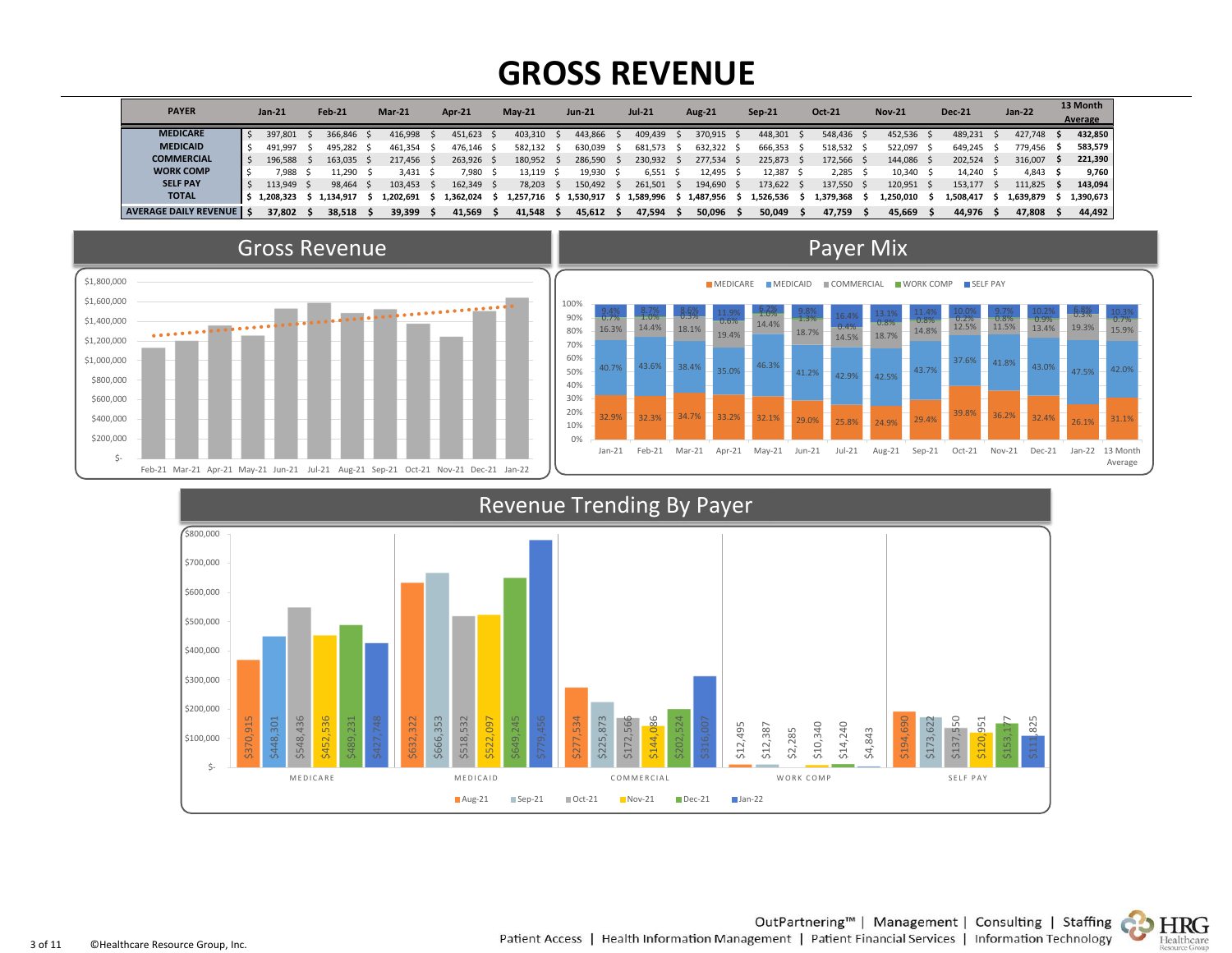# GROSS REVENUE

| PAYER | Jan-21 | Feb-21 | Mar-21 | Apr-21 | May-21 | Jun-21 | Jul-21 | Aug-21 | Sep-21 | Oct-21 | Nov-21 | Dec-21 | Jan-22 | 13 Month Average |
|---|---|---|---|---|---|---|---|---|---|---|---|---|---|---|
| MEDICARE | $ 397,801 | $ 366,846 | $ 416,998 | $ 451,623 | $ 403,310 | $ 443,866 | $ 409,439 | $ 370,915 | $ 448,301 | $ 548,436 | $ 452,536 | $ 489,231 | $ 427,748 | **$ 432,850** |
| MEDICAID | $ 491,997 | $ 495,282 | $ 461,354 | $ 476,146 | $ 582,132 | $ 630,039 | $ 681,573 | $ 632,322 | $ 666,353 | $ 518,532 | $ 522,097 | $ 649,245 | $ 779,456 | **$ 583,579** |
| COMMERCIAL | $ 196,588 | $ 163,035 | $ 217,456 | $ 263,926 | $ 180,952 | $ 286,590 | $ 230,932 | $ 277,534 | $ 225,873 | $ 172,566 | $ 144,086 | $ 202,524 | $ 316,007 | **$ 221,390** |
| WORK COMP | $ 7,988 | $ 11,290 | $ 3,431 | $ 7,980 | $ 13,119 | $ 19,930 | $ 6,551 | $ 12,495 | $ 12,387 | $ 2,285 | $ 10,340 | $ 14,240 | $ 4,843 | **$ 9,760** |
| SELF PAY | $ 113,949 | $ 98,464 | $ 103,453 | $ 162,349 | $ 78,203 | $ 150,492 | $ 261,501 | $ 194,690 | $ 173,622 | $ 137,550 | $ 120,951 | $ 153,177 | $ 111,825 | **$ 143,094** |
| TOTAL | **$ 1,208,323** | **$ 1,134,917** | **$ 1,202,691** | **$ 1,362,024** | **$ 1,257,716** | **$ 1,530,917** | **$ 1,589,996** | **$ 1,487,956** | **$ 1,526,536** | **$ 1,379,368** | **$ 1,250,010** | **$ 1,508,417** | **$ 1,639,879** | **$ 1,390,673** |
| AVERAGE DAILY REVENUE | **$ 37,802** | **$ 38,518** | **$ 39,399** | **$ 41,569** | **$ 41,548** | **$ 45,612** | **$ 47,594** | **$ 50,096** | **$ 50,049** | **$ 47,759** | **$ 45,669** | **$ 44,976** | **$ 47,808** | **$ 44,492** |

## Gross Revenue

## Payer Mix

## Revenue Trending By Payer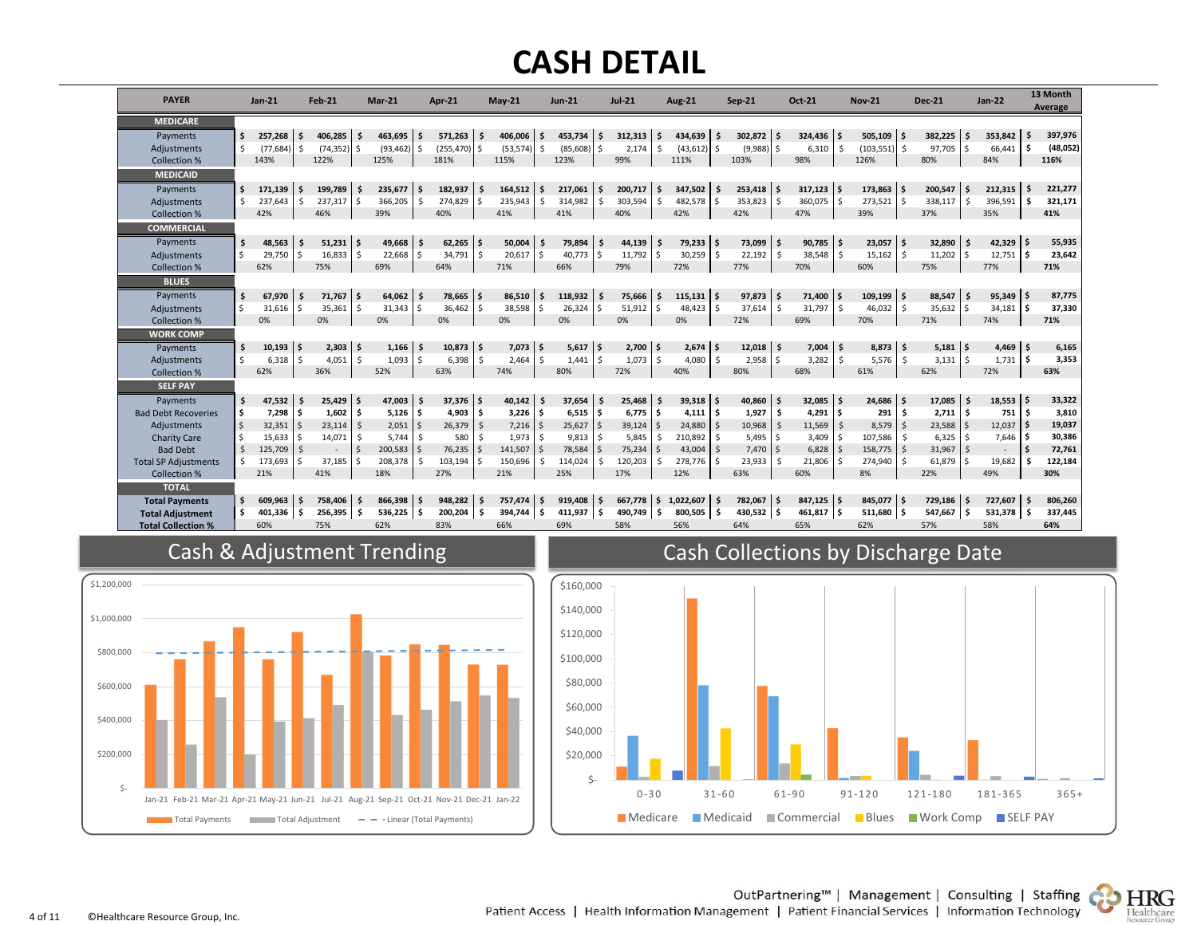# CASH DETAIL

| PAYER | Jan-21 | Feb-21 | Mar-21 | Apr-21 | May-21 | Jun-21 | Jul-21 | Aug-21 | Sep-21 | Oct-21 | Nov-21 | Dec-21 | Jan-22 | 13 Month Average |
|---|---|---|---|---|---|---|---|---|---|---|---|---|---|---|
| **MEDICARE** | | | | | | | | | | | | | | |
| Payments | $ 257,268 | $ 406,285 | $ 463,695 | $ 571,263 | $ 406,006 | $ 453,734 | $ 312,313 | $ 434,639 | $ 302,872 | $ 324,436 | $ 505,109 | $ 382,225 | $ 353,842 | $ 397,976 |
| Adjustments | $ (77,684) | $ (74,352) | $ (93,462) | $ (255,470) | $ (53,574) | $ (85,608) | $ 2,174 | $ (43,612) | $ (9,988) | $ 6,310 | $ (103,551) | $ 97,705 | $ 66,441 | $ (48,052) |
| Collection % | 143% | 122% | 125% | 181% | 115% | 123% | 99% | 111% | 103% | 98% | 126% | 80% | 84% | 116% |
| **MEDICAID** | | | | | | | | | | | | | | |
| Payments | $ 171,139 | $ 199,789 | $ 235,677 | $ 182,937 | $ 164,512 | $ 217,061 | $ 200,717 | $ 347,502 | $ 253,418 | $ 317,123 | $ 173,863 | $ 200,547 | $ 212,315 | $ 221,277 |
| Adjustments | $ 237,643 | $ 237,317 | $ 366,205 | $ 274,829 | $ 235,943 | $ 314,982 | $ 303,594 | $ 482,578 | $ 353,823 | $ 360,075 | $ 273,521 | $ 338,117 | $ 396,591 | $ 321,171 |
| Collection % | 42% | 46% | 39% | 40% | 41% | 41% | 40% | 42% | 42% | 47% | 39% | 37% | 35% | 41% |
| **COMMERCIAL** | | | | | | | | | | | | | | |
| Payments | $ 48,563 | $ 51,231 | $ 49,668 | $ 62,265 | $ 50,004 | $ 79,894 | $ 44,139 | $ 79,233 | $ 73,099 | $ 90,785 | $ 23,057 | $ 32,890 | $ 42,329 | $ 55,935 |
| Adjustments | $ 29,750 | $ 16,833 | $ 22,668 | $ 34,791 | $ 20,617 | $ 40,773 | $ 11,792 | $ 30,259 | $ 22,192 | $ 38,548 | $ 15,162 | $ 11,202 | $ 12,751 | $ 23,642 |
| Collection % | 62% | 75% | 69% | 64% | 71% | 66% | 79% | 72% | 77% | 70% | 60% | 75% | 77% | 71% |
| **BLUES** | | | | | | | | | | | | | | |
| Payments | $ 67,970 | $ 71,767 | $ 64,062 | $ 78,665 | $ 86,510 | $ 118,932 | $ 75,666 | $ 115,131 | $ 97,873 | $ 71,400 | $ 109,199 | $ 88,547 | $ 95,349 | $ 87,775 |
| Adjustments | $ 31,616 | $ 35,361 | $ 31,343 | $ 36,462 | $ 38,598 | $ 26,324 | $ 51,912 | $ 48,423 | $ 37,614 | $ 31,797 | $ 46,032 | $ 35,632 | $ 34,181 | $ 37,330 |
| Collection % | 0% | 0% | 0% | 0% | 0% | 0% | 0% | 0% | 72% | 69% | 70% | 71% | 74% | 71% |
| **WORK COMP** | | | | | | | | | | | | | | |
| Payments | $ 10,193 | $ 2,303 | $ 1,166 | $ 10,873 | $ 7,073 | $ 5,617 | $ 2,700 | $ 2,674 | $ 12,018 | $ 7,004 | $ 8,873 | $ 5,181 | $ 4,469 | $ 6,165 |
| Adjustments | $ 6,318 | $ 4,051 | $ 1,093 | $ 6,398 | $ 2,464 | $ 1,441 | $ 1,073 | $ 4,080 | $ 2,958 | $ 3,282 | $ 5,576 | $ 3,131 | $ 1,731 | $ 3,353 |
| Collection % | 62% | 36% | 52% | 63% | 74% | 80% | 72% | 40% | 80% | 68% | 61% | 62% | 72% | 63% |
| **SELF PAY** | | | | | | | | | | | | | | |
| Payments | $ 47,532 | $ 25,429 | $ 47,003 | $ 37,376 | $ 40,142 | $ 37,654 | $ 25,468 | $ 39,318 | $ 40,860 | $ 32,085 | $ 24,686 | $ 17,085 | $ 18,553 | $ 33,322 |
| Bad Debt Recoveries | $ 7,298 | $ 1,602 | $ 5,126 | $ 4,903 | $ 3,226 | $ 6,515 | $ 6,775 | $ 4,111 | $ 1,927 | $ 4,291 | $ 291 | $ 2,711 | $ 751 | $ 3,810 |
| Adjustments | $ 32,351 | $ 23,114 | $ 2,051 | $ 26,379 | $ 7,216 | $ 25,627 | $ 39,124 | $ 24,880 | $ 10,968 | $ 11,569 | $ 8,579 | $ 23,588 | $ 12,037 | $ 19,037 |
| Charity Care | $ 15,633 | $ 14,071 | $ 5,744 | $ 580 | $ 1,973 | $ 9,813 | $ 5,845 | $ 210,892 | $ 5,495 | $ 3,409 | $ 107,586 | $ 6,325 | $ 7,646 | $ 30,386 |
| Bad Debt | $ 125,709 | $ - | $ 200,583 | $ 76,235 | $ 141,507 | $ 78,584 | $ 75,234 | $ 43,004 | $ 7,470 | $ 6,828 | $ 158,775 | $ 31,967 | $ - | $ 72,761 |
| Total SP Adjustments | $ 173,693 | $ 37,185 | $ 208,378 | $ 103,194 | $ 150,696 | $ 114,024 | $ 120,203 | $ 278,776 | $ 23,933 | $ 21,806 | $ 274,940 | $ 61,879 | $ 19,682 | $ 122,184 |
| Collection % | 21% | 41% | 18% | 27% | 21% | 25% | 17% | 12% | 63% | 60% | 8% | 22% | 49% | 30% |
| **TOTAL** | | | | | | | | | | | | | | |
| **Total Payments** | $ 609,963 | $ 758,406 | $ 866,398 | $ 948,282 | $ 757,474 | $ 919,408 | $ 667,778 | $ 1,022,607 | $ 782,067 | $ 847,125 | $ 845,077 | $ 729,186 | $ 727,607 | $ 806,260 |
| **Total Adjustment** | $ 401,336 | $ 256,395 | $ 536,225 | $ 200,204 | $ 394,744 | $ 411,937 | $ 490,749 | $ 800,505 | $ 430,532 | $ 461,817 | $ 511,680 | $ 547,667 | $ 531,378 | $ 337,445 |
| **Total Collection %** | 60% | 75% | 62% | 83% | 66% | 69% | 58% | 56% | 64% | 65% | 62% | 57% | 58% | 64% |

## Cash & Adjustment Trending

## Cash Collections by Discharge Date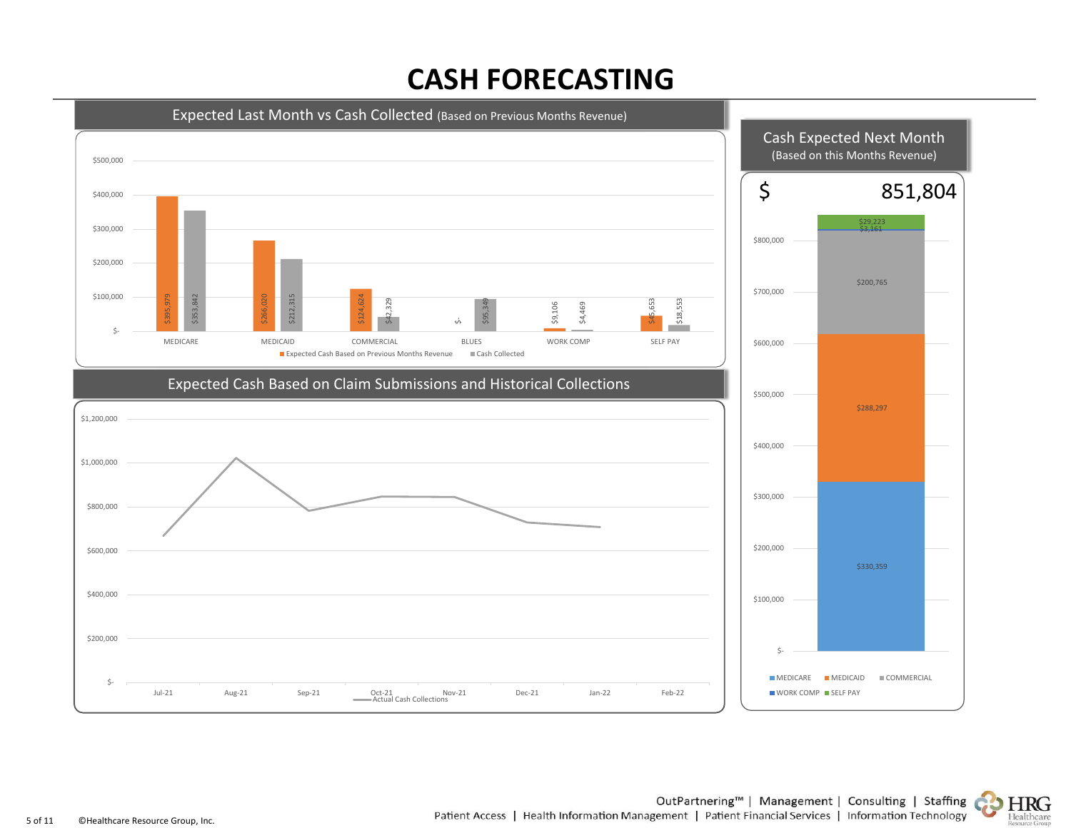# CASH FORECASTING

## Expected Last Month vs Cash Collected (Based on Previous Months Revenue)

| | Expected Cash Based on Previous Months Revenue | Cash Collected |
|---|---|---|
| MEDICARE | $395,979 | $353,842 |
| MEDICAID | $266,020 | $212,315 |
| COMMERCIAL | $124,624 | $42,329 |
| BLUES | $- | $95,349 |
| WORK COMP | $9,106 | $4,469 |
| SELF PAY | $45,653 | $18,553 |

## Cash Expected Next Month (Based on this Months Revenue)

$ 851,804

| Payer | Amount |
|---|---|
| MEDICARE | $330,359 |
| MEDICAID | $288,297 |
| COMMERCIAL | $200,765 |
| WORK COMP | $3,161 |
| SELF PAY | $29,223 |

## Expected Cash Based on Claim Submissions and Historical Collections

Actual Cash Collections (line chart, Jul-21 through Feb-22; y-axis $- to $1,200,000)

| Month | Approximate Actual Cash Collections |
|---|---|
| Jul-21 | ~$670,000 |
| Aug-21 | ~$1,020,000 |
| Sep-21 | ~$780,000 |
| Oct-21 | ~$850,000 |
| Nov-21 | ~$845,000 |
| Dec-21 | ~$730,000 |
| Jan-22 | ~$710,000 |
| Feb-22 | |

OutPartnering™ | Management | Consulting | Staffing
Patient Access | Health Information Management | Patient Financial Services | Information Technology

©Healthcare Resource Group, Inc.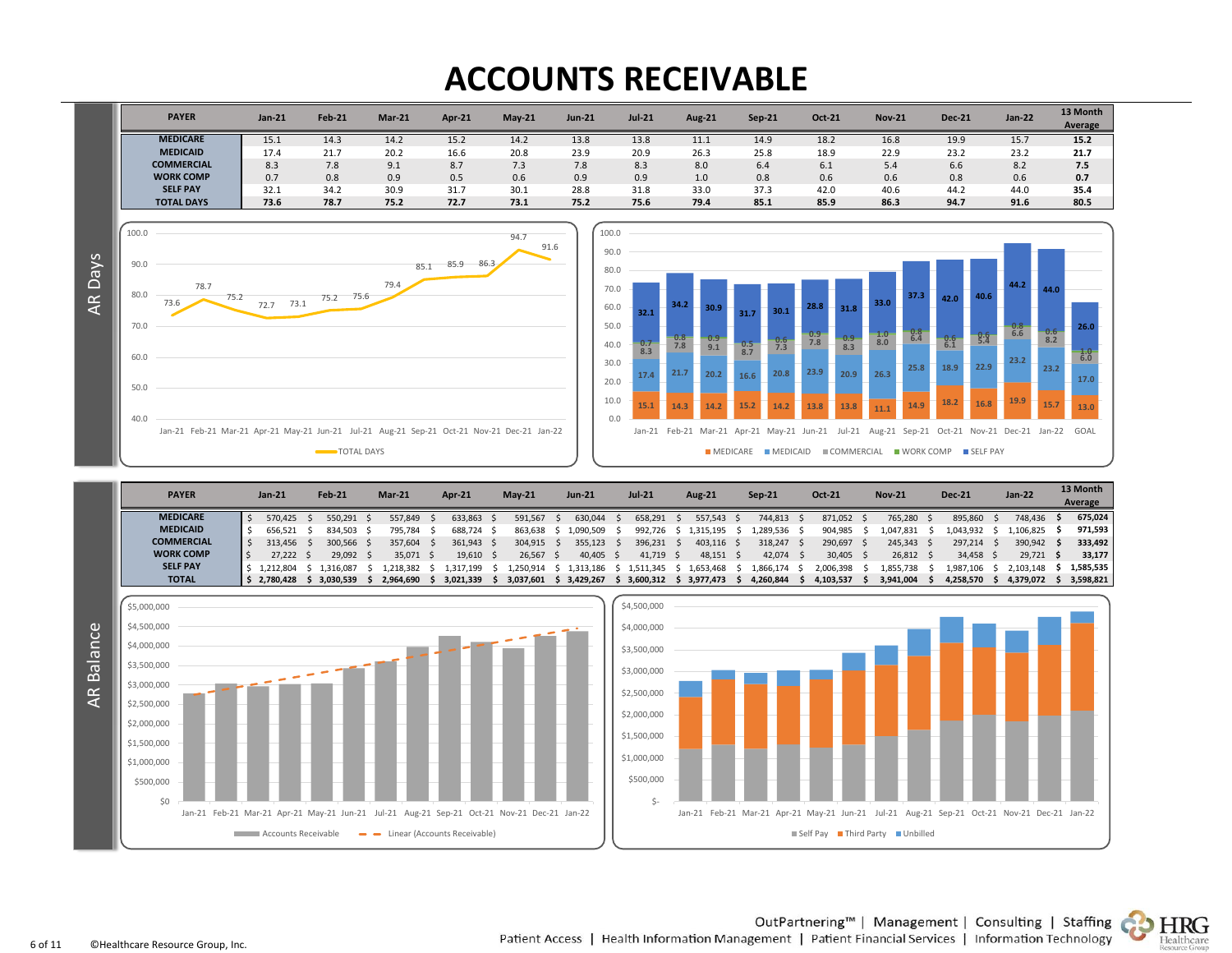# ACCOUNTS RECEIVABLE

## AR Days

| PAYER | Jan-21 | Feb-21 | Mar-21 | Apr-21 | May-21 | Jun-21 | Jul-21 | Aug-21 | Sep-21 | Oct-21 | Nov-21 | Dec-21 | Jan-22 | 13 Month Average |
|---|---|---|---|---|---|---|---|---|---|---|---|---|---|---|
| MEDICARE | 15.1 | 14.3 | 14.2 | 15.2 | 14.2 | 13.8 | 13.8 | 11.1 | 14.9 | 18.2 | 16.8 | 19.9 | 15.7 | **15.2** |
| MEDICAID | 17.4 | 21.7 | 20.2 | 16.6 | 20.8 | 23.9 | 20.9 | 26.3 | 25.8 | 18.9 | 22.9 | 23.2 | 23.2 | **21.7** |
| COMMERCIAL | 8.3 | 7.8 | 9.1 | 8.7 | 7.3 | 7.8 | 8.3 | 8.0 | 6.4 | 6.1 | 5.4 | 6.6 | 8.2 | **7.5** |
| WORK COMP | 0.7 | 0.8 | 0.9 | 0.5 | 0.6 | 0.9 | 0.9 | 1.0 | 0.8 | 0.6 | 0.6 | 0.8 | 0.6 | **0.7** |
| SELF PAY | 32.1 | 34.2 | 30.9 | 31.7 | 30.1 | 28.8 | 31.8 | 33.0 | 37.3 | 42.0 | 40.6 | 44.2 | 44.0 | **35.4** |
| **TOTAL DAYS** | **73.6** | **78.7** | **75.2** | **72.7** | **73.1** | **75.2** | **75.6** | **79.4** | **85.1** | **85.9** | **86.3** | **94.7** | **91.6** | **80.5** |

Chart: TOTAL DAYS — Jan-21 through Jan-22: 73.6, 78.7, 75.2, 72.7, 73.1, 75.2, 75.6, 79.4, 85.1, 85.9, 86.3, 94.7, 91.6

Chart: AR Days by payer (MEDICARE, MEDICAID, COMMERCIAL, WORK COMP, SELF PAY), Jan-21 through Jan-22 and GOAL. GOAL: Medicare 13.0, Medicaid 17.0, Commercial 6.0, Work Comp 1.0, Self Pay 26.0

## AR Balance

| PAYER | Jan-21 | Feb-21 | Mar-21 | Apr-21 | May-21 | Jun-21 | Jul-21 | Aug-21 | Sep-21 | Oct-21 | Nov-21 | Dec-21 | Jan-22 | 13 Month Average |
|---|---|---|---|---|---|---|---|---|---|---|---|---|---|---|
| MEDICARE | $ 570,425 | $ 550,291 | $ 557,849 | $ 633,863 | $ 591,567 | $ 630,044 | $ 658,291 | $ 557,543 | $ 744,813 | $ 871,052 | $ 765,280 | $ 895,860 | $ 748,436 | **$ 675,024** |
| MEDICAID | $ 656,521 | $ 834,503 | $ 795,784 | $ 688,724 | $ 863,638 | $ 1,090,509 | $ 992,726 | $ 1,315,195 | $ 1,289,536 | $ 904,985 | $ 1,047,831 | $ 1,043,932 | $ 1,106,825 | **$ 971,593** |
| COMMERCIAL | $ 313,456 | $ 300,566 | $ 357,604 | $ 361,943 | $ 304,915 | $ 355,123 | $ 396,231 | $ 403,116 | $ 318,247 | $ 290,697 | $ 245,343 | $ 297,214 | $ 390,942 | **$ 333,492** |
| WORK COMP | $ 27,222 | $ 29,092 | $ 35,071 | $ 19,610 | $ 26,567 | $ 40,405 | $ 41,719 | $ 48,151 | $ 42,074 | $ 30,405 | $ 26,812 | $ 34,458 | $ 29,721 | **$ 33,177** |
| SELF PAY | $ 1,212,804 | $ 1,316,087 | $ 1,218,382 | $ 1,317,199 | $ 1,250,914 | $ 1,313,186 | $ 1,511,345 | $ 1,653,468 | $ 1,866,174 | $ 2,006,398 | $ 1,855,738 | $ 1,987,106 | $ 2,103,148 | **$ 1,585,535** |
| **TOTAL** | **$ 2,780,428** | **$ 3,030,539** | **$ 2,964,690** | **$ 3,021,339** | **$ 3,037,601** | **$ 3,429,267** | **$ 3,600,312** | **$ 3,977,473** | **$ 4,260,844** | **$ 4,103,537** | **$ 3,941,004** | **$ 4,258,570** | **$ 4,379,072** | **$ 3,598,821** |

Chart: Accounts Receivable with Linear (Accounts Receivable) trendline, Jan-21 through Jan-22

Chart: Self Pay, Third Party, Unbilled, Jan-21 through Jan-22

OutPartnering™ | Management | Consulting | Staffing
Patient Access | Health Information Management | Patient Financial Services | Information Technology

©Healthcare Resource Group, Inc.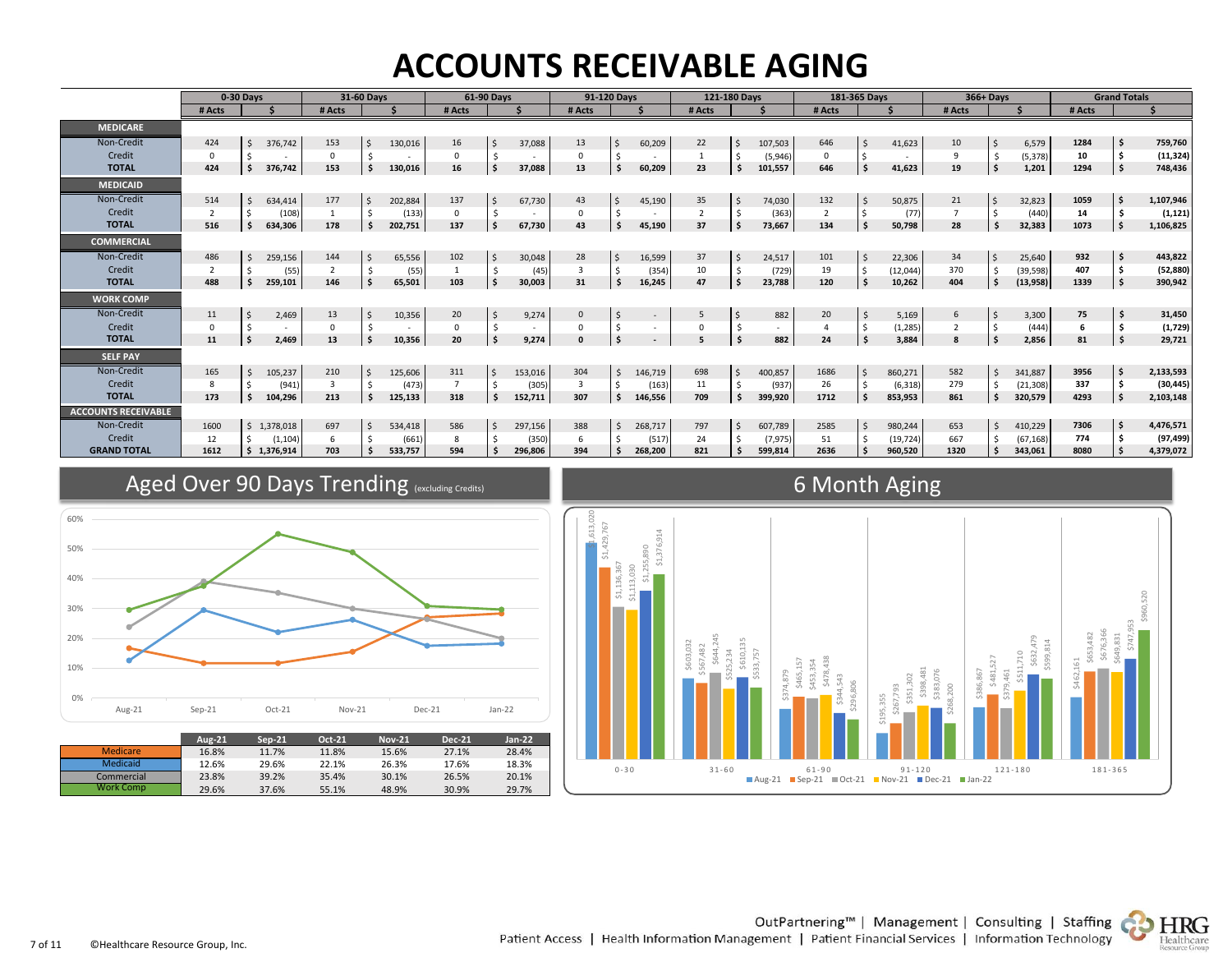# ACCOUNTS RECEIVABLE AGING

| | 0-30 Days | | 31-60 Days | | 61-90 Days | | 91-120 Days | | 121-180 Days | | 181-365 Days | | 366+ Days | | Grand Totals | |
|---|---|---|---|---|---|---|---|---|---|---|---|---|---|---|---|---|
| | # Acts | $ | # Acts | $ | # Acts | $ | # Acts | $ | # Acts | $ | # Acts | $ | # Acts | $ | # Acts | $ |
| **MEDICARE** | | | | | | | | | | | | | | | | |
| Non-Credit | 424 | $ 376,742 | 153 | $ 130,016 | 16 | $ 37,088 | 13 | $ 60,209 | 22 | $ 107,503 | 646 | $ 41,623 | 10 | $ 6,579 | **1284** | **$ 759,760** |
| Credit | 0 | $ - | 0 | $ - | 0 | $ - | 0 | $ - | 1 | $ (5,946) | 0 | $ - | 9 | $ (5,378) | **10** | **$ (11,324)** |
| **TOTAL** | **424** | **$ 376,742** | **153** | **$ 130,016** | **16** | **$ 37,088** | **13** | **$ 60,209** | **23** | **$ 101,557** | **646** | **$ 41,623** | **19** | **$ 1,201** | **1294** | **$ 748,436** |
| **MEDICAID** | | | | | | | | | | | | | | | | |
| Non-Credit | 514 | $ 634,414 | 177 | $ 202,884 | 137 | $ 67,730 | 43 | $ 45,190 | 35 | $ 74,030 | 132 | $ 50,875 | 21 | $ 32,823 | **1059** | **$ 1,107,946** |
| Credit | 2 | $ (108) | 1 | $ (133) | 0 | $ - | 0 | $ - | 2 | $ (363) | 2 | $ (77) | 7 | $ (440) | **14** | **$ (1,121)** |
| **TOTAL** | **516** | **$ 634,306** | **178** | **$ 202,751** | **137** | **$ 67,730** | **43** | **$ 45,190** | **37** | **$ 73,667** | **134** | **$ 50,798** | **28** | **$ 32,383** | **1073** | **$ 1,106,825** |
| **COMMERCIAL** | | | | | | | | | | | | | | | | |
| Non-Credit | 486 | $ 259,156 | 144 | $ 65,556 | 102 | $ 30,048 | 28 | $ 16,599 | 37 | $ 24,517 | 101 | $ 22,306 | 34 | $ 25,640 | **932** | **$ 443,822** |
| Credit | 2 | $ (55) | 2 | $ (55) | 1 | $ (45) | 3 | $ (354) | 10 | $ (729) | 19 | $ (12,044) | 370 | $ (39,598) | **407** | **$ (52,880)** |
| **TOTAL** | **488** | **$ 259,101** | **146** | **$ 65,501** | **103** | **$ 30,003** | **31** | **$ 16,245** | **47** | **$ 23,788** | **120** | **$ 10,262** | **404** | **$ (13,958)** | **1339** | **$ 390,942** |
| **WORK COMP** | | | | | | | | | | | | | | | | |
| Non-Credit | 11 | $ 2,469 | 13 | $ 10,356 | 20 | $ 9,274 | 0 | $ - | 5 | $ 882 | 20 | $ 5,169 | 6 | $ 3,300 | **75** | **$ 31,450** |
| Credit | 0 | $ - | 0 | $ - | 0 | $ - | 0 | $ - | 0 | $ - | 4 | $ (1,285) | 2 | $ (444) | **6** | **$ (1,729)** |
| **TOTAL** | **11** | **$ 2,469** | **13** | **$ 10,356** | **20** | **$ 9,274** | **0** | **$ -** | **5** | **$ 882** | **24** | **$ 3,884** | **8** | **$ 2,856** | **81** | **$ 29,721** |
| **SELF PAY** | | | | | | | | | | | | | | | | |
| Non-Credit | 165 | $ 105,237 | 210 | $ 125,606 | 311 | $ 153,016 | 304 | $ 146,719 | 698 | $ 400,857 | 1686 | $ 860,271 | 582 | $ 341,887 | **3956** | **$ 2,133,593** |
| Credit | 8 | $ (941) | 3 | $ (473) | 7 | $ (305) | 3 | $ (163) | 11 | $ (937) | 26 | $ (6,318) | 279 | $ (21,308) | **337** | **$ (30,445)** |
| **TOTAL** | **173** | **$ 104,296** | **213** | **$ 125,133** | **318** | **$ 152,711** | **307** | **$ 146,556** | **709** | **$ 399,920** | **1712** | **$ 853,953** | **861** | **$ 320,579** | **4293** | **$ 2,103,148** |
| **ACCOUNTS RECEIVABLE** | | | | | | | | | | | | | | | | |
| Non-Credit | 1600 | $ 1,378,018 | 697 | $ 534,418 | 586 | $ 297,156 | 388 | $ 268,717 | 797 | $ 607,789 | 2585 | $ 980,244 | 653 | $ 410,229 | **7306** | **$ 4,476,571** |
| Credit | 12 | $ (1,104) | 6 | $ (661) | 8 | $ (350) | 6 | $ (517) | 24 | $ (7,975) | 51 | $ (19,724) | 667 | $ (67,168) | **774** | **$ (97,499)** |
| **GRAND TOTAL** | **1612** | **$ 1,376,914** | **703** | **$ 533,757** | **594** | **$ 296,806** | **394** | **$ 268,200** | **821** | **$ 599,814** | **2636** | **$ 960,520** | **1320** | **$ 343,061** | **8080** | **$ 4,379,072** |

## Aged Over 90 Days Trending (excluding Credits)

| | Aug-21 | Sep-21 | Oct-21 | Nov-21 | Dec-21 | Jan-22 |
|---|---|---|---|---|---|---|
| Medicare | 16.8% | 11.7% | 11.8% | 15.6% | 27.1% | 28.4% |
| Medicaid | 12.6% | 29.6% | 22.1% | 26.3% | 17.6% | 18.3% |
| Commercial | 23.8% | 39.2% | 35.4% | 30.1% | 26.5% | 20.1% |
| Work Comp | 29.6% | 37.6% | 55.1% | 48.9% | 30.9% | 29.7% |

## 6 Month Aging

| | Aug-21 | Sep-21 | Oct-21 | Nov-21 | Dec-21 | Jan-22 |
|---|---|---|---|---|---|---|
| 0-30 | $1,613,020 | $1,429,767 | $1,136,367 | $1,113,030 | $1,255,890 | $1,376,914 |
| 31-60 | $603,032 | $567,482 | $644,245 | $525,234 | $610,135 | $533,757 |
| 61-90 | $374,879 | $465,157 | $453,354 | $478,438 | $344,543 | $296,806 |
| 91-120 | $195,355 | $267,793 | $351,302 | $398,481 | $383,076 | $268,200 |
| 121-180 | $386,867 | $481,527 | $379,461 | $511,710 | $632,479 | $599,814 |
| 181-365 | $462,161 | $653,482 | $676,366 | $649,831 | $747,953 | $960,520 |

OutPartnering™ | Management | Consulting | Staffing
Patient Access | Health Information Management | Patient Financial Services | Information Technology

©Healthcare Resource Group, Inc.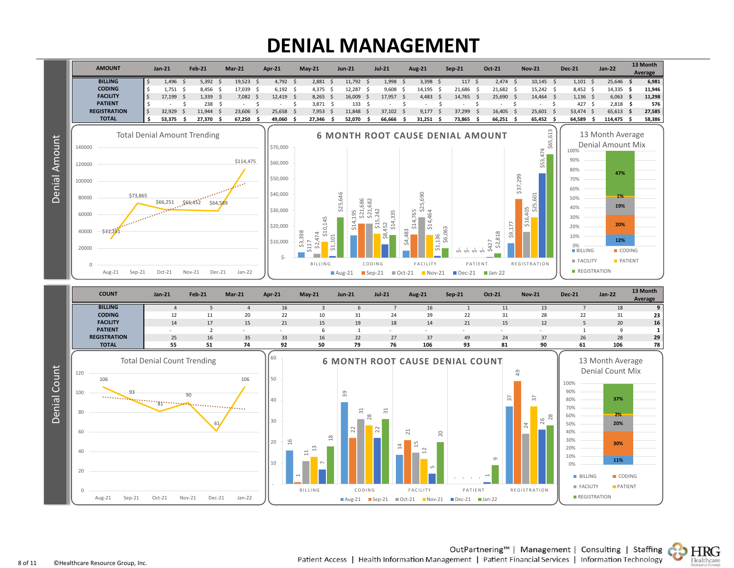# DENIAL MANAGEMENT

## Denial Amount

| AMOUNT | Jan-21 | Feb-21 | Mar-21 | Apr-21 | May-21 | Jun-21 | Jul-21 | Aug-21 | Sep-21 | Oct-21 | Nov-21 | Dec-21 | Jan-22 | 13 Month Average |
|---|---|---|---|---|---|---|---|---|---|---|---|---|---|---|
| BILLING | $ 1,496 | $ 5,392 | $ 19,523 | $ 4,792 | $ 2,881 | $ 11,792 | $ 1,998 | $ 3,398 | $ 117 | $ 2,474 | $ 10,145 | $ 1,101 | $ 25,646 | **$ 6,981** |
| CODING | $ 1,751 | $ 8,456 | $ 17,039 | $ 6,192 | $ 4,375 | $ 12,287 | $ 9,608 | $ 14,195 | $ 21,686 | $ 21,682 | $ 15,242 | $ 8,452 | $ 14,335 | **$ 11,946** |
| FACILITY | $ 17,199 | $ 1,339 | $ 7,082 | $ 12,419 | $ 8,265 | $ 16,009 | $ 17,957 | $ 4,483 | $ 14,765 | $ 25,690 | $ 14,464 | $ 1,136 | $ 6,063 | **$ 11,298** |
| PATIENT | $ - | $ 238 | $ - | $ - | $ 3,871 | $ 133 | $ - | $ - | $ - | $ - | $ - | $ 427 | $ 2,818 | **$ 576** |
| REGISTRATION | $ 32,929 | $ 11,944 | $ 23,606 | $ 25,658 | $ 7,953 | $ 11,848 | $ 37,102 | $ 9,177 | $ 37,299 | $ 16,405 | $ 25,601 | $ 53,474 | $ 65,613 | **$ 27,585** |
| TOTAL | **$ 53,375** | **$ 27,370** | **$ 67,250** | **$ 49,060** | **$ 27,346** | **$ 52,070** | **$ 66,666** | **$ 31,251** | **$ 73,865** | **$ 66,251** | **$ 65,452** | **$ 64,589** | **$ 114,475** | **$ 58,386** |

### Total Denial Amount Trending

| Aug-21 | Sep-21 | Oct-21 | Nov-21 | Dec-21 | Jan-22 |
|---|---|---|---|---|---|
| $31,251 | $73,865 | $66,251 | $65,452 | $64,589 | $114,475 |

### 6 MONTH ROOT CAUSE DENIAL AMOUNT

| | Aug-21 | Sep-21 | Oct-21 | Nov-21 | Dec-21 | Jan-22 |
|---|---|---|---|---|---|---|
| BILLING | $3,398 | $117 | $2,474 | $10,145 | $1,101 | $25,646 |
| CODING | $14,195 | $21,686 | $21,682 | $15,242 | $8,452 | $14,335 |
| FACILITY | $4,483 | $14,765 | $25,690 | $14,464 | $1,136 | $6,063 |
| PATIENT | $- | $- | $- | $- | $427 | $2,818 |
| REGISTRATION | $9,177 | $37,299 | $16,405 | $25,601 | $53,474 | $65,613 |

### 13 Month Average Denial Amount Mix

| Category | % |
|---|---|
| BILLING | 12% |
| CODING | 20% |
| FACILITY | 19% |
| PATIENT | 1% |
| REGISTRATION | 47% |

## Denial Count

| COUNT | Jan-21 | Feb-21 | Mar-21 | Apr-21 | May-21 | Jun-21 | Jul-21 | Aug-21 | Sep-21 | Oct-21 | Nov-21 | Dec-21 | Jan-22 | 13 Month Average |
|---|---|---|---|---|---|---|---|---|---|---|---|---|---|---|
| BILLING | 4 | 5 | 4 | 16 | 3 | 6 | 7 | 16 | 1 | 11 | 13 | 7 | 18 | **9** |
| CODING | 12 | 11 | 20 | 22 | 10 | 31 | 24 | 39 | 22 | 31 | 28 | 22 | 31 | **23** |
| FACILITY | 14 | 17 | 15 | 21 | 15 | 19 | 18 | 14 | 21 | 15 | 12 | 5 | 20 | **16** |
| PATIENT | - | 2 | - | - | 6 | 1 | - | - | - | - | - | 1 | 9 | **1** |
| REGISTRATION | 25 | 16 | 35 | 33 | 16 | 22 | 27 | 37 | 49 | 24 | 37 | 26 | 28 | **29** |
| TOTAL | **55** | **51** | **74** | **92** | **50** | **79** | **76** | **106** | **93** | **81** | **90** | **61** | **106** | **78** |

### Total Denial Count Trending

| Aug-21 | Sep-21 | Oct-21 | Nov-21 | Dec-21 | Jan-22 |
|---|---|---|---|---|---|
| 106 | 93 | 81 | 90 | 61 | 106 |

### 6 MONTH ROOT CAUSE DENIAL COUNT

| | Aug-21 | Sep-21 | Oct-21 | Nov-21 | Dec-21 | Jan-22 |
|---|---|---|---|---|---|---|
| BILLING | 16 | 1 | 11 | 13 | 7 | 18 |
| CODING | 39 | 22 | 31 | 28 | 22 | 31 |
| FACILITY | 14 | 21 | 15 | 12 | 5 | 20 |
| PATIENT | - | - | - | - | 1 | 9 |
| REGISTRATION | 37 | 49 | 24 | 37 | 26 | 28 |

### 13 Month Average Denial Count Mix

| Category | % |
|---|---|
| BILLING | 11% |
| CODING | 30% |
| FACILITY | 20% |
| PATIENT | 2% |
| REGISTRATION | 37% |

OutPartnering™ | Management | Consulting | Staffing
Patient Access | Health Information Management | Patient Financial Services | Information Technology

©Healthcare Resource Group, Inc.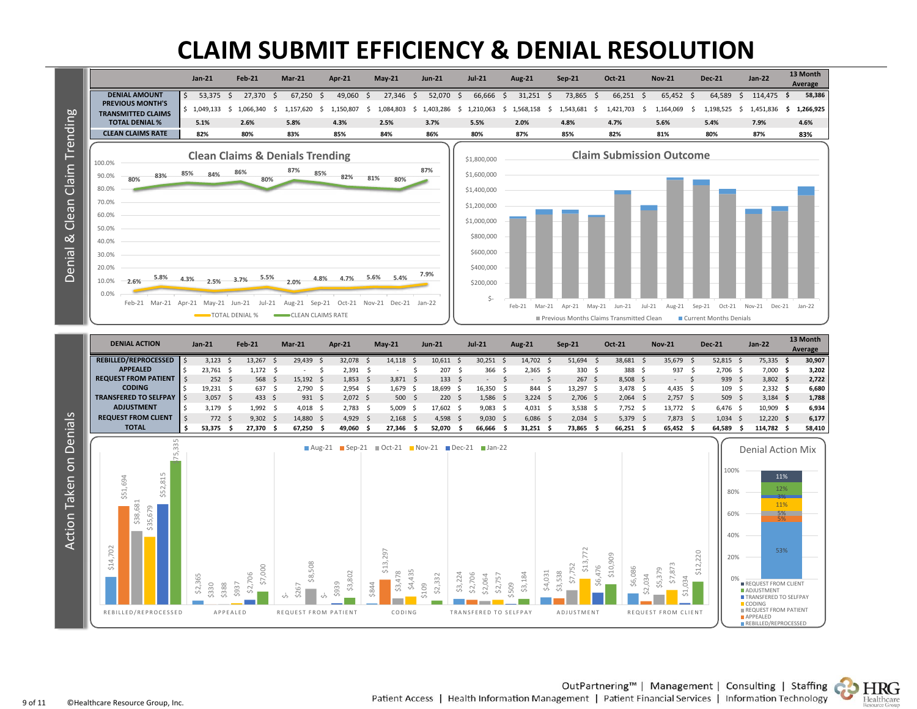# CLAIM SUBMIT EFFICIENCY & DENIAL RESOLUTION

## Denial & Clean Claim Trending

| | Jan-21 | Feb-21 | Mar-21 | Apr-21 | May-21 | Jun-21 | Jul-21 | Aug-21 | Sep-21 | Oct-21 | Nov-21 | Dec-21 | Jan-22 | 13 Month Average |
|---|---|---|---|---|---|---|---|---|---|---|---|---|---|---|
| DENIAL AMOUNT | $ 53,375 | $ 27,370 | $ 67,250 | $ 49,060 | $ 27,346 | $ 52,070 | $ 66,666 | $ 31,251 | $ 73,865 | $ 66,251 | $ 65,452 | $ 64,589 | $ 114,475 | $ 58,386 |
| PREVIOUS MONTH'S TRANSMITTED CLAIMS | $ 1,049,133 | $ 1,066,340 | $ 1,157,620 | $ 1,150,807 | $ 1,084,803 | $ 1,403,286 | $ 1,210,063 | $ 1,568,158 | $ 1,543,681 | $ 1,421,703 | $ 1,164,069 | $ 1,198,525 | $ 1,451,836 | $ 1,266,925 |
| TOTAL DENIAL % | 5.1% | 2.6% | 5.8% | 4.3% | 2.5% | 3.7% | 5.5% | 2.0% | 4.8% | 4.7% | 5.6% | 5.4% | 7.9% | 4.6% |
| CLEAN CLAIMS RATE | 82% | 80% | 83% | 85% | 84% | 86% | 80% | 87% | 85% | 82% | 81% | 80% | 87% | 83% |

## Action Taken on Denials

| DENIAL ACTION | Jan-21 | Feb-21 | Mar-21 | Apr-21 | May-21 | Jun-21 | Jul-21 | Aug-21 | Sep-21 | Oct-21 | Nov-21 | Dec-21 | Jan-22 | 13 Month Average |
|---|---|---|---|---|---|---|---|---|---|---|---|---|---|---|
| REBILLED/REPROCESSED | $ 3,123 | $ 13,267 | $ 29,439 | $ 32,078 | $ 14,118 | $ 10,611 | $ 30,251 | $ 14,702 | $ 51,694 | $ 38,681 | $ 35,679 | $ 52,815 | $ 75,335 | $ 30,907 |
| APPEALED | $ 23,761 | $ 1,172 | $ - | $ 2,391 | $ - | $ 207 | $ 366 | $ 2,365 | $ 330 | $ 388 | $ 937 | $ 2,706 | $ 7,000 | $ 3,202 |
| REQUEST FROM PATIENT | $ 252 | $ 568 | $ 15,192 | $ 1,853 | $ 3,871 | $ 133 | $ - | $ - | $ 267 | $ 8,508 | $ - | $ 939 | $ 3,802 | $ 2,722 |
| CODING | $ 19,231 | $ 637 | $ 2,790 | $ 2,954 | $ 1,679 | $ 18,699 | $ 16,350 | $ 844 | $ 13,297 | $ 3,478 | $ 4,435 | $ 109 | $ 2,332 | $ 6,680 |
| TRANSFERED TO SELFPAY | $ 3,057 | $ 433 | $ 931 | $ 2,072 | $ 500 | $ 220 | $ 1,586 | $ 3,224 | $ 2,706 | $ 2,064 | $ 2,757 | $ 509 | $ 3,184 | $ 1,788 |
| ADJUSTMENT | $ 3,179 | $ 1,992 | $ 4,018 | $ 2,783 | $ 5,009 | $ 17,602 | $ 9,083 | $ 4,031 | $ 3,538 | $ 7,752 | $ 13,772 | $ 6,476 | $ 10,909 | $ 6,934 |
| REQUEST FROM CLIENT | $ 772 | $ 9,302 | $ 14,880 | $ 4,929 | $ 2,168 | $ 4,598 | $ 9,030 | $ 6,086 | $ 2,034 | $ 5,379 | $ 7,873 | $ 1,034 | $ 12,220 | $ 6,177 |
| TOTAL | $ 53,375 | $ 27,370 | $ 67,250 | $ 49,060 | $ 27,346 | $ 52,070 | $ 66,666 | $ 31,251 | $ 73,865 | $ 66,251 | $ 65,452 | $ 64,589 | $ 114,782 | $ 58,410 |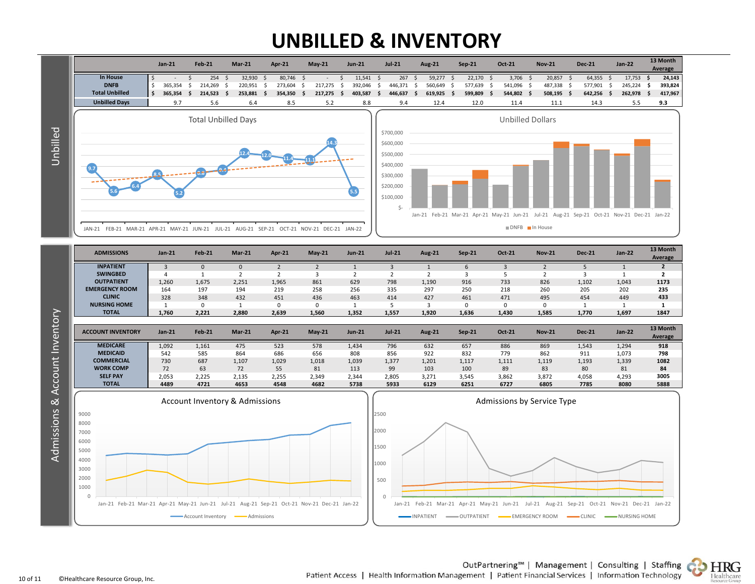# UNBILLED & INVENTORY

## Unbilled

| | Jan-21 | Feb-21 | Mar-21 | Apr-21 | May-21 | Jun-21 | Jul-21 | Aug-21 | Sep-21 | Oct-21 | Nov-21 | Dec-21 | Jan-22 | 13 Month Average |
|---|---|---|---|---|---|---|---|---|---|---|---|---|---|---|
| In House | $ - | $ 254 | $ 32,930 | $ 80,746 | $ - | $ 11,541 | $ 267 | $ 59,277 | $ 22,170 | $ 3,706 | $ 20,857 | $ 64,355 | $ 17,753 | **$ 24,143** |
| DNFB | $ 365,354 | $ 214,269 | $ 220,951 | $ 273,604 | $ 217,275 | $ 392,046 | $ 446,371 | $ 560,649 | $ 577,639 | $ 541,096 | $ 487,338 | $ 577,901 | $ 245,224 | **$ 393,824** |
| **Total Unbilled** | **$ 365,354** | **$ 214,523** | **$ 253,881** | **$ 354,350** | **$ 217,275** | **$ 403,587** | **$ 446,637** | **$ 619,925** | **$ 599,809** | **$ 544,802** | **$ 508,195** | **$ 642,256** | **$ 262,978** | **$ 417,967** |
| **Unbilled Days** | 9.7 | 5.6 | 6.4 | 8.5 | 5.2 | 8.8 | 9.4 | 12.4 | 12.0 | 11.4 | 11.1 | 14.3 | 5.5 | **9.3** |

Total Unbilled Days

Unbilled Dollars

## Admissions & Account Inventory

| ADMISSIONS | Jan-21 | Feb-21 | Mar-21 | Apr-21 | May-21 | Jun-21 | Jul-21 | Aug-21 | Sep-21 | Oct-21 | Nov-21 | Dec-21 | Jan-22 | 13 Month Average |
|---|---|---|---|---|---|---|---|---|---|---|---|---|---|---|
| INPATIENT | 3 | 0 | 0 | 2 | 2 | 1 | 3 | 1 | 6 | 3 | 2 | 5 | 1 | **2** |
| SWINGBED | 4 | 1 | 2 | 2 | 3 | 2 | 2 | 2 | 3 | 5 | 2 | 3 | 1 | **2** |
| OUTPATIENT | 1,260 | 1,675 | 2,251 | 1,965 | 861 | 629 | 798 | 1,190 | 916 | 733 | 826 | 1,102 | 1,043 | **1173** |
| EMERGENCY ROOM | 164 | 197 | 194 | 219 | 258 | 256 | 335 | 297 | 250 | 218 | 260 | 205 | 202 | **235** |
| CLINIC | 328 | 348 | 432 | 451 | 436 | 463 | 414 | 427 | 461 | 471 | 495 | 454 | 449 | **433** |
| NURSING HOME | 1 | 0 | 1 | 0 | 0 | 1 | 5 | 3 | 0 | 0 | 0 | 1 | 1 | **1** |
| **TOTAL** | **1,760** | **2,221** | **2,880** | **2,639** | **1,560** | **1,352** | **1,557** | **1,920** | **1,636** | **1,430** | **1,585** | **1,770** | **1,697** | **1847** |

| ACCOUNT INVENTORY | Jan-21 | Feb-21 | Mar-21 | Apr-21 | May-21 | Jun-21 | Jul-21 | Aug-21 | Sep-21 | Oct-21 | Nov-21 | Dec-21 | Jan-22 | 13 Month Average |
|---|---|---|---|---|---|---|---|---|---|---|---|---|---|---|
| MEDICARE | 1,092 | 1,161 | 475 | 523 | 578 | 1,434 | 796 | 632 | 657 | 886 | 869 | 1,543 | 1,294 | **918** |
| MEDICAID | 542 | 585 | 864 | 686 | 656 | 808 | 856 | 922 | 832 | 779 | 862 | 911 | 1,073 | **798** |
| COMMERCIAL | 730 | 687 | 1,107 | 1,029 | 1,018 | 1,039 | 1,377 | 1,201 | 1,117 | 1,111 | 1,119 | 1,193 | 1,339 | **1082** |
| WORK COMP | 72 | 63 | 72 | 55 | 81 | 113 | 99 | 103 | 100 | 89 | 83 | 80 | 81 | **84** |
| SELF PAY | 2,053 | 2,225 | 2,135 | 2,255 | 2,349 | 2,344 | 2,805 | 3,271 | 3,545 | 3,862 | 3,872 | 4,058 | 4,293 | **3005** |
| **TOTAL** | **4489** | **4721** | **4653** | **4548** | **4682** | **5738** | **5933** | **6129** | **6251** | **6727** | **6805** | **7785** | **8080** | **5888** |

Account Inventory & Admissions

Admissions by Service Type

OutPartnering™ | Management | Consulting | Staffing
Patient Access | Health Information Management | Patient Financial Services | Information Technology

©Healthcare Resource Group, Inc.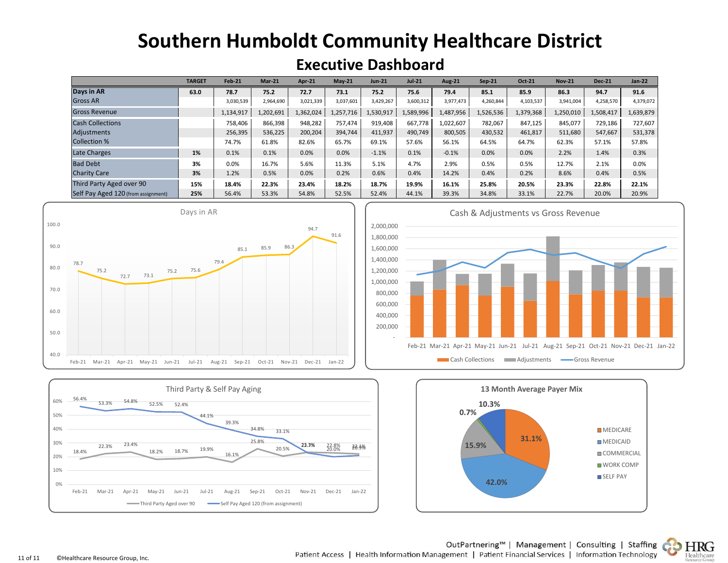# Southern Humboldt Community Healthcare District

## Executive Dashboard

| | TARGET | Feb-21 | Mar-21 | Apr-21 | May-21 | Jun-21 | Jul-21 | Aug-21 | Sep-21 | Oct-21 | Nov-21 | Dec-21 | Jan-22 |
|---|---|---|---|---|---|---|---|---|---|---|---|---|---|
| **Days in AR** | 63.0 | 78.7 | 75.2 | 72.7 | 73.1 | 75.2 | 75.6 | 79.4 | 85.1 | 85.9 | 86.3 | 94.7 | 91.6 |
| Gross AR | | 3,030,539 | 2,964,690 | 3,021,339 | 3,037,601 | 3,429,267 | 3,600,312 | 3,977,473 | 4,260,844 | 4,103,537 | 3,941,004 | 4,258,570 | 4,379,072 |
| Gross Revenue | | 1,134,917 | 1,202,691 | 1,362,024 | 1,257,716 | 1,530,917 | 1,589,996 | 1,487,956 | 1,526,536 | 1,379,368 | 1,250,010 | 1,508,417 | 1,639,879 |
| Cash Collections | | 758,406 | 866,398 | 948,282 | 757,474 | 919,408 | 667,778 | 1,022,607 | 782,067 | 847,125 | 845,077 | 729,186 | 727,607 |
| Adjustments | | 256,395 | 536,225 | 200,204 | 394,744 | 411,937 | 490,749 | 800,505 | 430,532 | 461,817 | 511,680 | 547,667 | 531,378 |
| Collection % | | 74.7% | 61.8% | 82.6% | 65.7% | 69.1% | 57.6% | 56.1% | 64.5% | 64.7% | 62.3% | 57.1% | 57.8% |
| Late Charges | 1% | 0.1% | 0.1% | 0.0% | 0.0% | -1.1% | 0.1% | -0.1% | 0.0% | 0.0% | 2.2% | 1.4% | 0.3% |
| Bad Debt | 3% | 0.0% | 16.7% | 5.6% | 11.3% | 5.1% | 4.7% | 2.9% | 0.5% | 0.5% | 12.7% | 2.1% | 0.0% |
| Charity Care | 3% | 1.2% | 0.5% | 0.0% | 0.2% | 0.6% | 0.4% | 14.2% | 0.4% | 0.2% | 8.6% | 0.4% | 0.5% |
| Third Party Aged over 90 | 15% | 18.4% | 22.3% | 23.4% | 18.2% | 18.7% | 19.9% | 16.1% | 25.8% | 20.5% | 23.3% | 22.8% | 22.1% |
| Self Pay Aged 120 (from assignment) | 25% | 56.4% | 53.3% | 54.8% | 52.5% | 52.4% | 44.1% | 39.3% | 34.8% | 33.1% | 22.7% | 20.0% | 20.9% |

Days in AR

Cash & Adjustments vs Gross Revenue

Cash Collections | Adjustments | Gross Revenue

Third Party & Self Pay Aging

Third Party Aged over 90 | Self Pay Aged 120 (from assignment)

13 Month Average Payer Mix

MEDICARE 31.1% | MEDICAID 42.0% | COMMERCIAL 15.9% | WORK COMP 0.7% | SELF PAY 10.3%

OutPartnering™ | Management | Consulting | Staffing
Patient Access | Health Information Management | Patient Financial Services | Information Technology

©Healthcare Resource Group, Inc.